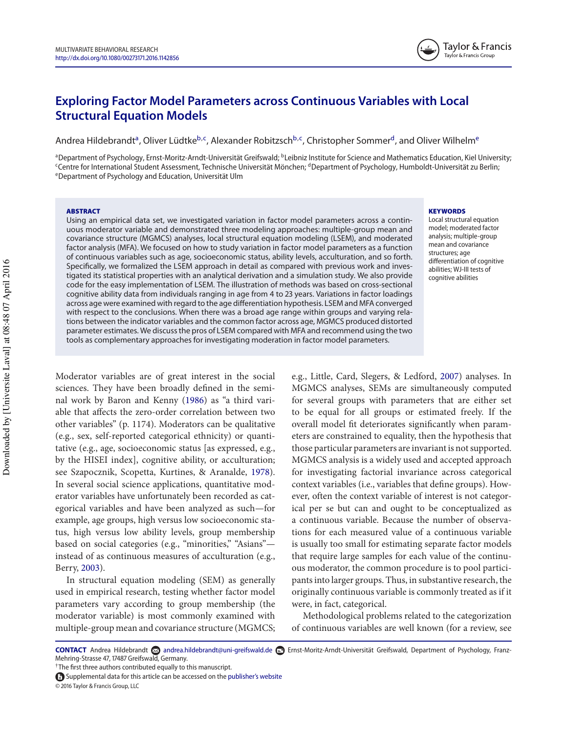# Exploring Factor Model Parameters across Continuous Variables with Local Structural Equation Models

Andrea Hildebrandt[a], Oliver Lüdtke[b,c], Alexander Robitzsch[b,c], Christopher Sommer[d], and Oliver Wilhelm[e]

[a]Department of Psychology, Ernst-Moritz-Arndt-Universität Greifswald; [b]Leibniz Institute for Science and Mathematics Education, Kiel University; [c]Centre for International Student Assessment, Technische Universität München; [d]Department of Psychology, Humboldt-Universität zu Berlin; [e]Department of Psychology and Education, Universität Ulm

## ABSTRACT

Using an empirical data set, we investigated variation in factor model parameters across a continuous moderator variable and demonstrated three modeling approaches: multiple-group mean and covariance structure (MGMCS) analyses, local structural equation modeling (LSEM), and moderated factor analysis (MFA). We focused on how to study variation in factor model parameters as a function of continuous variables such as age, socioeconomic status, ability levels, acculturation, and so forth. Specifically, we formalized the LSEM approach in detail as compared with previous work and investigated its statistical properties with an analytical derivation and a simulation study. We also provide code for the easy implementation of LSEM. The illustration of methods was based on cross-sectional cognitive ability data from individuals ranging in age from 4 to 23 years. Variations in factor loadings across age were examined with regard to the age differentiation hypothesis. LSEM and MFA converged with respect to the conclusions. When there was a broad age range within groups and varying relations between the indicator variables and the common factor across age, MGMCS produced distorted parameter estimates. We discuss the pros of LSEM compared with MFA and recommend using the two tools as complementary approaches for investigating moderation in factor model parameters.

## KEYWORDS

Local structural equation model; moderated factor analysis; multiple-group mean and covariance structures; age differentiation of cognitive abilities; WJ-III tests of cognitive abilities

Moderator variables are of great interest in the social sciences. They have been broadly defined in the seminal work by Baron and Kenny (1986) as "a third variable that affects the zero-order correlation between two other variables" (p. 1174). Moderators can be qualitative (e.g., sex, self-reported categorical ethnicity) or quantitative (e.g., age, socioeconomic status [as expressed, e.g., by the HISEI index], cognitive ability, or acculturation; see Szapocznik, Scopetta, Kurtines, & Aranalde, 1978). In several social science applications, quantitative moderator variables have unfortunately been recorded as categorical variables and have been analyzed as such—for example, age groups, high versus low socioeconomic status, high versus low ability levels, group membership based on social categories (e.g., "minorities," "Asians"—instead of as continuous measures of acculturation (e.g., Berry, 2003).

In structural equation modeling (SEM) as generally used in empirical research, testing whether factor model parameters vary according to group membership (the moderator variable) is most commonly examined with multiple-group mean and covariance structure (MGMCS; e.g., Little, Card, Slegers, & Ledford, 2007) analyses. In MGMCS analyses, SEMs are simultaneously computed for several groups with parameters that are either set to be equal for all groups or estimated freely. If the overall model fit deteriorates significantly when parameters are constrained to equality, then the hypothesis that those particular parameters are invariant is not supported. MGMCS analysis is a widely used and accepted approach for investigating factorial invariance across categorical context variables (i.e., variables that define groups). However, often the context variable of interest is not categorical per se but can and ought to be conceptualized as a continuous variable. Because the number of observations for each measured value of a continuous variable is usually too small for estimating separate factor models that require large samples for each value of the continuous moderator, the common procedure is to pool participants into larger groups. Thus, in substantive research, the originally continuous variable is commonly treated as if it were, in fact, categorical.

Methodological problems related to the categorization of continuous variables are well known (for a review, see

---

**CONTACT** Andrea Hildebrandt andrea.hildebrandt@uni-greifswald.de Ernst-Moritz-Arndt-Universität Greifswald, Department of Psychology, Franz-Mehring-Strasse 47, 17487 Greifswald, Germany.

†The first three authors contributed equally to this manuscript.

Supplemental data for this article can be accessed on the publisher's website

© 2016 Taylor & Francis Group, LLC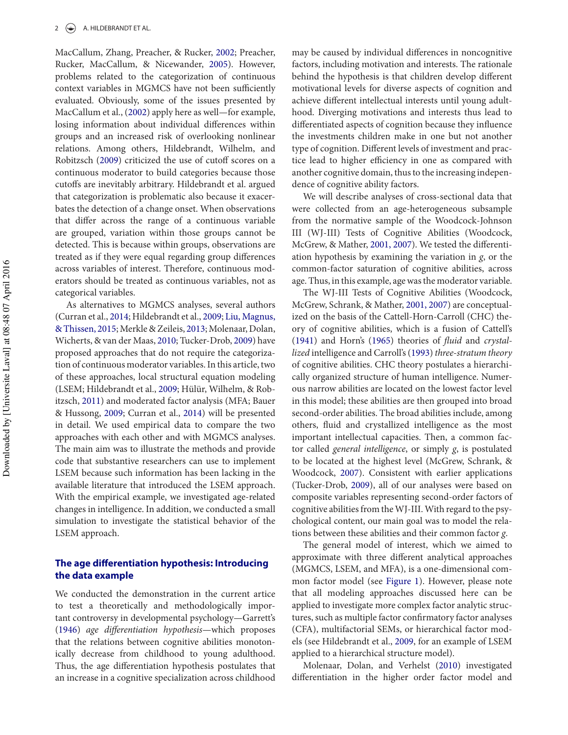MacCallum, Zhang, Preacher, & Rucker, 2002; Preacher, Rucker, MacCallum, & Nicewander, 2005). However, problems related to the categorization of continuous context variables in MGMCS have not been sufficiently evaluated. Obviously, some of the issues presented by MacCallum et al., (2002) apply here as well—for example, losing information about individual differences within groups and an increased risk of overlooking nonlinear relations. Among others, Hildebrandt, Wilhelm, and Robitzsch (2009) criticized the use of cutoff scores on a continuous moderator to build categories because those cutoffs are inevitably arbitrary. Hildebrandt et al. argued that categorization is problematic also because it exacerbates the detection of a change onset. When observations that differ across the range of a continuous variable are grouped, variation within those groups cannot be detected. This is because within groups, observations are treated as if they were equal regarding group differences across variables of interest. Therefore, continuous moderators should be treated as continuous variables, not as categorical variables.

As alternatives to MGMCS analyses, several authors (Curran et al., 2014; Hildebrandt et al., 2009; Liu, Magnus, & Thissen, 2015; Merkle & Zeileis, 2013; Molenaar, Dolan, Wicherts, & van der Maas, 2010; Tucker-Drob, 2009) have proposed approaches that do not require the categorization of continuous moderator variables. In this article, two of these approaches, local structural equation modeling (LSEM; Hildebrandt et al., 2009; Hülür, Wilhelm, & Robitzsch, 2011) and moderated factor analysis (MFA; Bauer & Hussong, 2009; Curran et al., 2014) will be presented in detail. We used empirical data to compare the two approaches with each other and with MGMCS analyses. The main aim was to illustrate the methods and provide code that substantive researchers can use to implement LSEM because such information has been lacking in the available literature that introduced the LSEM approach. With the empirical example, we investigated age-related changes in intelligence. In addition, we conducted a small simulation to investigate the statistical behavior of the LSEM approach.

## The age differentiation hypothesis: Introducing the data example

We conducted the demonstration in the current article to test a theoretically and methodologically important controversy in developmental psychology—Garrett's (1946) *age differentiation hypothesis*—which proposes that the relations between cognitive abilities monotonically decrease from childhood to young adulthood. Thus, the age differentiation hypothesis postulates that an increase in a cognitive specialization across childhood may be caused by individual differences in noncognitive factors, including motivation and interests. The rationale behind the hypothesis is that children develop different motivational levels for diverse aspects of cognition and achieve different intellectual interests until young adulthood. Diverging motivations and interests thus lead to differentiated aspects of cognition because they influence the investments children make in one but not another type of cognition. Different levels of investment and practice lead to higher efficiency in one as compared with another cognitive domain, thus to the increasing independence of cognitive ability factors.

We will describe analyses of cross-sectional data that were collected from an age-heterogeneous subsample from the normative sample of the Woodcock-Johnson III (WJ-III) Tests of Cognitive Abilities (Woodcock, McGrew, & Mather, 2001, 2007). We tested the differentiation hypothesis by examining the variation in *g*, or the common-factor saturation of cognitive abilities, across age. Thus, in this example, age was the moderator variable.

The WJ-III Tests of Cognitive Abilities (Woodcock, McGrew, Schrank, & Mather, 2001, 2007) are conceptualized on the basis of the Cattell-Horn-Carroll (CHC) theory of cognitive abilities, which is a fusion of Cattell's (1941) and Horn's (1965) theories of *fluid* and *crystallized* intelligence and Carroll's (1993) *three-stratum theory* of cognitive abilities. CHC theory postulates a hierarchically organized structure of human intelligence. Numerous narrow abilities are located on the lowest factor level in this model; these abilities are then grouped into broad second-order abilities. The broad abilities include, among others, fluid and crystallized intelligence as the most important intellectual capacities. Then, a common factor called *general intelligence*, or simply *g*, is postulated to be located at the highest level (McGrew, Schrank, & Woodcock, 2007). Consistent with earlier applications (Tucker-Drob, 2009), all of our analyses were based on composite variables representing second-order factors of cognitive abilities from the WJ-III. With regard to the psychological content, our main goal was to model the relations between these abilities and their common factor *g*.

The general model of interest, which we aimed to approximate with three different analytical approaches (MGMCS, LSEM, and MFA), is a one-dimensional common factor model (see Figure 1). However, please note that all modeling approaches discussed here can be applied to investigate more complex factor analytic structures, such as multiple factor confirmatory factor analyses (CFA), multifactorial SEMs, or hierarchical factor models (see Hildebrandt et al., 2009, for an example of LSEM applied to a hierarchical structure model).

Molenaar, Dolan, and Verhelst (2010) investigated differentiation in the higher order factor model and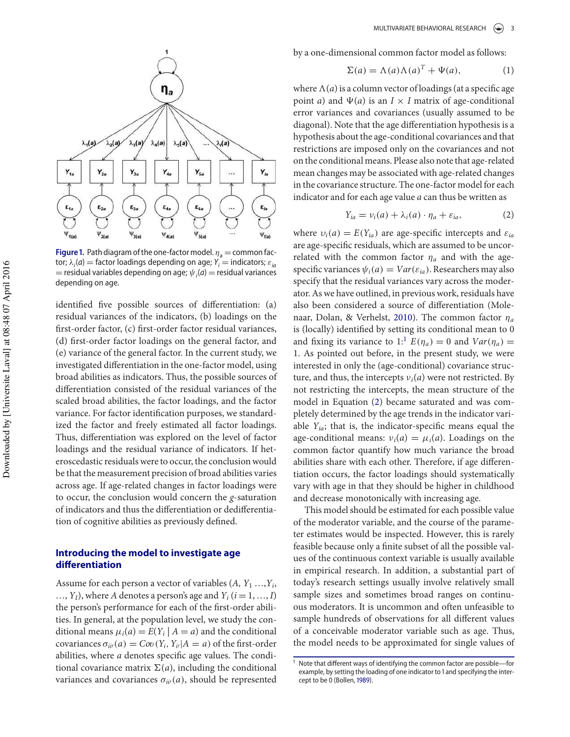Figure 1. Path diagram of the one-factor model. $\eta_a$ = common factor; $\lambda_i(a)$ = factor loadings depending on age; $Y_i$ = indicators; $\varepsilon_{ia}$ = residual variables depending on age; $\psi_i(a)$ = residual variances depending on age.

identified five possible sources of differentiation: (a) residual variances of the indicators, (b) loadings on the first-order factor, (c) first-order factor residual variances, (d) first-order factor loadings on the general factor, and (e) variance of the general factor. In the current study, we investigated differentiation in the one-factor model, using broad abilities as indicators. Thus, the possible sources of differentiation consisted of the residual variances of the scaled broad abilities, the factor loadings, and the factor variance. For factor identification purposes, we standardized the factor and freely estimated all factor loadings. Thus, differentiation was explored on the level of factor loadings and the residual variance of indicators. If heteroscedastic residuals were to occur, the conclusion would be that the measurement precision of broad abilities varies across age. If age-related changes in factor loadings were to occur, the conclusion would concern the *g*-saturation of indicators and thus the differentiation or dedifferentiation of cognitive abilities as previously defined.

## Introducing the model to investigate age differentiation

Assume for each person a vector of variables $(A, Y_1 \ldots, Y_i, \ldots, Y_I)$, where $A$ denotes a person's age and $Y_i$ $(i = 1, \ldots, I)$ the person's performance for each of the first-order abilities. In general, at the population level, we study the conditional means $\mu_i(a) = E(Y_i \mid A = a)$ and the conditional covariances $\sigma_{ii'}(a) = Cov(Y_i, Y_{i'} | A = a)$ of the first-order abilities, where $a$ denotes specific age values. The conditional covariance matrix $\Sigma(a)$, including the conditional variances and covariances $\sigma_{ii'}(a)$, should be represented by a one-dimensional common factor model as follows:

$$\Sigma(a) = \Lambda(a)\Lambda(a)^T + \Psi(a), \tag{1}$$

where $\Lambda(a)$ is a column vector of loadings (at a specific age point $a$) and $\Psi(a)$ is an $I \times I$ matrix of age-conditional error variances and covariances (usually assumed to be diagonal). Note that the age differentiation hypothesis is a hypothesis about the age-conditional covariances and that restrictions are imposed only on the covariances and not on the conditional means. Please also note that age-related mean changes may be associated with age-related changes in the covariance structure. The one-factor model for each indicator and for each age value $a$ can thus be written as

$$Y_{ia} = \nu_i(a) + \lambda_i(a) \cdot \eta_a + \varepsilon_{ia}, \tag{2}$$

where $\upsilon_i(a) = E(Y_{ia})$ are age-specific intercepts and $\varepsilon_{ia}$ are age-specific residuals, which are assumed to be uncorrelated with the common factor $\eta_a$ and with the age-specific variances $\psi_i(a) = Var(\varepsilon_{ia})$. Researchers may also specify that the residual variances vary across the moderator. As we have outlined, in previous work, residuals have also been considered a source of differentiation (Molenaar, Dolan, & Verhelst, 2010). The common factor $\eta_a$ is (locally) identified by setting its conditional mean to 0 and fixing its variance to 1:[1] $E(\eta_a) = 0$ and $Var(\eta_a) = 1$. As pointed out before, in the present study, we were interested in only the (age-conditional) covariance structure, and thus, the intercepts $\nu_i(a)$ were not restricted. By not restricting the intercepts, the mean structure of the model in Equation (2) became saturated and was completely determined by the age trends in the indicator variable $Y_{ia}$; that is, the indicator-specific means equal the age-conditional means: $\nu_i(a) = \mu_i(a)$. Loadings on the common factor quantify how much variance the broad abilities share with each other. Therefore, if age differentiation occurs, the factor loadings should systematically vary with age in that they should be higher in childhood and decrease monotonically with increasing age.

This model should be estimated for each possible value of the moderator variable, and the course of the parameter estimates would be inspected. However, this is rarely feasible because only a finite subset of all the possible values of the continuous context variable is usually available in empirical research. In addition, a substantial part of today's research settings usually involve relatively small sample sizes and sometimes broad ranges on continuous moderators. It is uncommon and often unfeasible to sample hundreds of observations for all different values of a conceivable moderator variable such as age. Thus, the model needs to be approximated for single values of

[1] Note that different ways of identifying the common factor are possible—for example, by setting the loading of one indicator to 1 and specifying the intercept to be 0 (Bollen, 1989).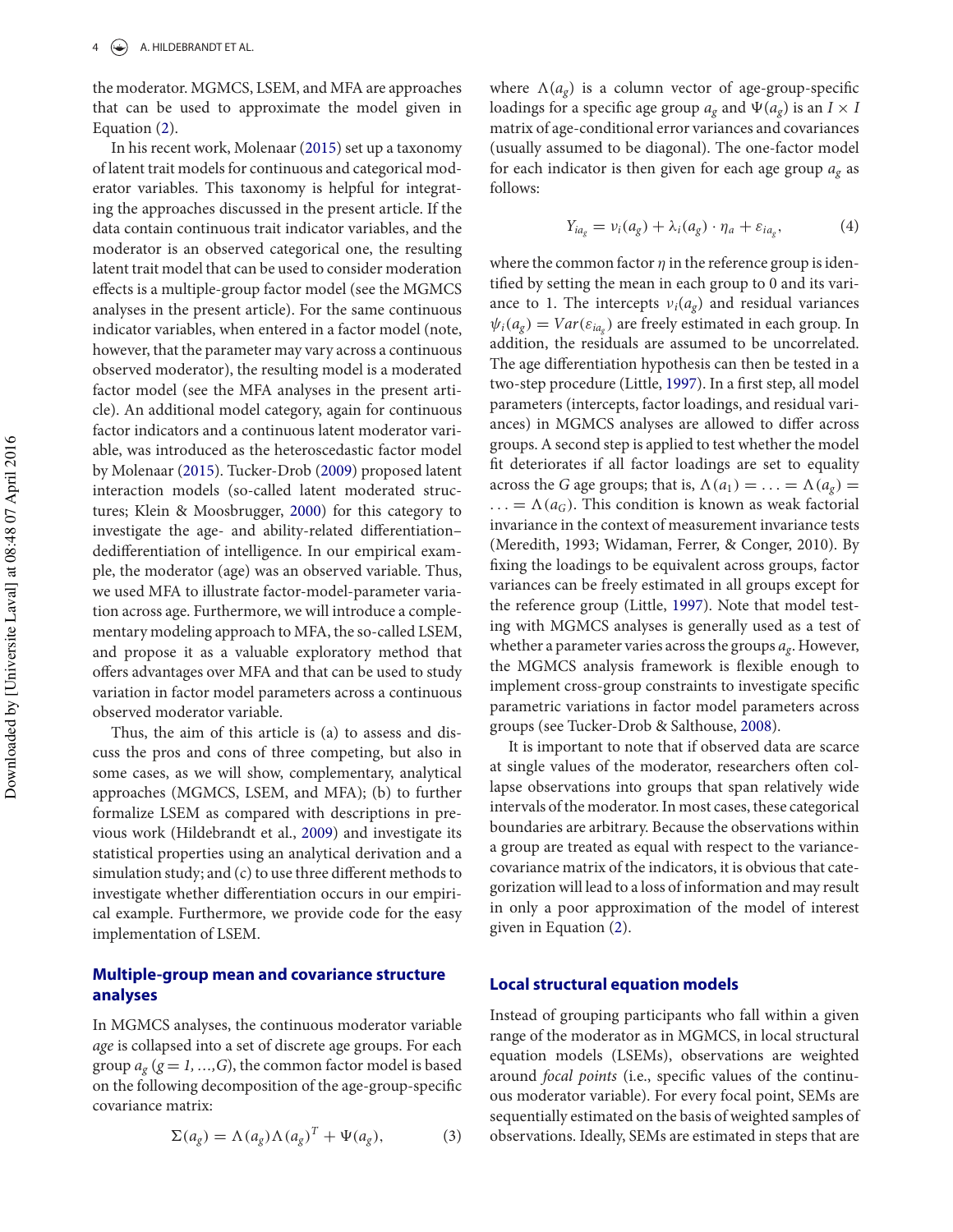the moderator. MGMCS, LSEM, and MFA are approaches that can be used to approximate the model given in Equation (2).

In his recent work, Molenaar (2015) set up a taxonomy of latent trait models for continuous and categorical moderator variables. This taxonomy is helpful for integrating the approaches discussed in the present article. If the data contain continuous trait indicator variables, and the moderator is an observed categorical one, the resulting latent trait model that can be used to consider moderation effects is a multiple-group factor model (see the MGMCS analyses in the present article). For the same continuous indicator variables, when entered in a factor model (note, however, that the parameter may vary across a continuous observed moderator), the resulting model is a moderated factor model (see the MFA analyses in the present article). An additional model category, again for continuous factor indicators and a continuous latent moderator variable, was introduced as the heteroscedastic factor model by Molenaar (2015). Tucker-Drob (2009) proposed latent interaction models (so-called latent moderated structures; Klein & Moosbrugger, 2000) for this category to investigate the age- and ability-related differentiation–dedifferentiation of intelligence. In our empirical example, the moderator (age) was an observed variable. Thus, we used MFA to illustrate factor-model-parameter variation across age. Furthermore, we will introduce a complementary modeling approach to MFA, the so-called LSEM, and propose it as a valuable exploratory method that offers advantages over MFA and that can be used to study variation in factor model parameters across a continuous observed moderator variable.

Thus, the aim of this article is (a) to assess and discuss the pros and cons of three competing, but also in some cases, as we will show, complementary, analytical approaches (MGMCS, LSEM, and MFA); (b) to further formalize LSEM as compared with descriptions in previous work (Hildebrandt et al., 2009) and investigate its statistical properties using an analytical derivation and a simulation study; and (c) to use three different methods to investigate whether differentiation occurs in our empirical example. Furthermore, we provide code for the easy implementation of LSEM.

## Multiple-group mean and covariance structure analyses

In MGMCS analyses, the continuous moderator variable *age* is collapsed into a set of discrete age groups. For each group $a_g$ ($g = 1, \ldots, G$), the common factor model is based on the following decomposition of the age-group-specific covariance matrix:

$$\Sigma(a_g) = \Lambda(a_g)\Lambda(a_g)^T + \Psi(a_g), \tag{3}$$

where $\Lambda(a_g)$ is a column vector of age-group-specific loadings for a specific age group $a_g$ and $\Psi(a_g)$ is an $I \times I$ matrix of age-conditional error variances and covariances (usually assumed to be diagonal). The one-factor model for each indicator is then given for each age group $a_g$ as follows:

$$Y_{ia_g} = \nu_i(a_g) + \lambda_i(a_g) \cdot \eta_a + \varepsilon_{ia_g}, \tag{4}$$

where the common factor $\eta$ in the reference group is identified by setting the mean in each group to 0 and its variance to 1. The intercepts $\nu_i(a_g)$ and residual variances $\psi_i(a_g) = Var(\varepsilon_{ia_g})$ are freely estimated in each group. In addition, the residuals are assumed to be uncorrelated. The age differentiation hypothesis can then be tested in a two-step procedure (Little, 1997). In a first step, all model parameters (intercepts, factor loadings, and residual variances) in MGMCS analyses are allowed to differ across groups. A second step is applied to test whether the model fit deteriorates if all factor loadings are set to equality across the $G$ age groups; that is, $\Lambda(a_1) = \ldots = \Lambda(a_g) = \ldots = \Lambda(a_G)$. This condition is known as weak factorial invariance in the context of measurement invariance tests (Meredith, 1993; Widaman, Ferrer, & Conger, 2010). By fixing the loadings to be equivalent across groups, factor variances can be freely estimated in all groups except for the reference group (Little, 1997). Note that model testing with MGMCS analyses is generally used as a test of whether a parameter varies across the groups $a_g$. However, the MGMCS analysis framework is flexible enough to implement cross-group constraints to investigate specific parametric variations in factor model parameters across groups (see Tucker-Drob & Salthouse, 2008).

It is important to note that if observed data are scarce at single values of the moderator, researchers often collapse observations into groups that span relatively wide intervals of the moderator. In most cases, these categorical boundaries are arbitrary. Because the observations within a group are treated as equal with respect to the variance-covariance matrix of the indicators, it is obvious that categorization will lead to a loss of information and may result in only a poor approximation of the model of interest given in Equation (2).

## Local structural equation models

Instead of grouping participants who fall within a given range of the moderator as in MGMCS, in local structural equation models (LSEMs), observations are weighted around *focal points* (i.e., specific values of the continuous moderator variable). For every focal point, SEMs are sequentially estimated on the basis of weighted samples of observations. Ideally, SEMs are estimated in steps that are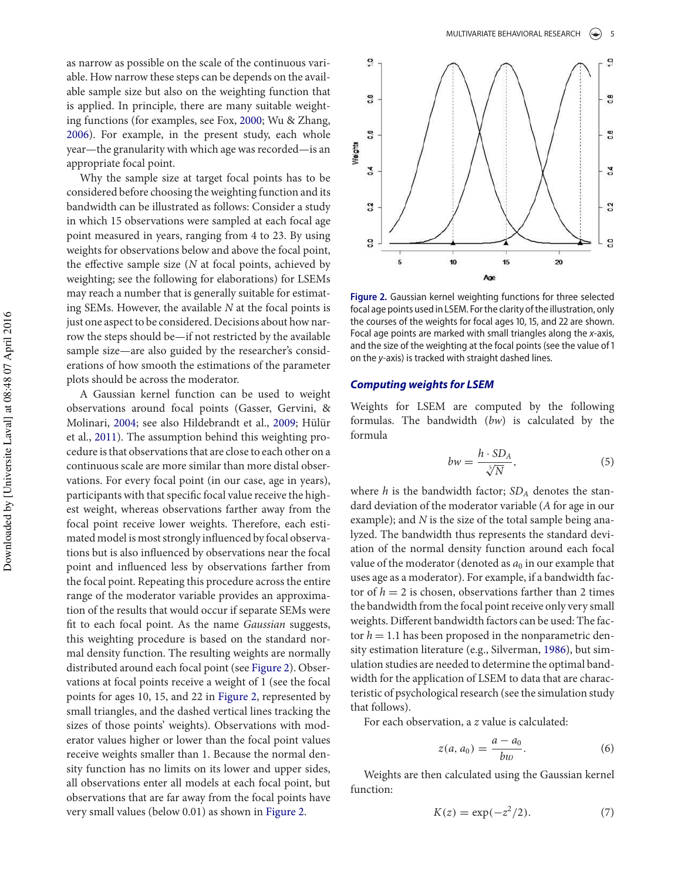as narrow as possible on the scale of the continuous variable. How narrow these steps can be depends on the available sample size but also on the weighting function that is applied. In principle, there are many suitable weighting functions (for examples, see Fox, 2000; Wu & Zhang, 2006). For example, in the present study, each whole year—the granularity with which age was recorded—is an appropriate focal point.

Why the sample size at target focal points has to be considered before choosing the weighting function and its bandwidth can be illustrated as follows: Consider a study in which 15 observations were sampled at each focal age point measured in years, ranging from 4 to 23. By using weights for observations below and above the focal point, the effective sample size ($N$ at focal points, achieved by weighting; see the following for elaborations) for LSEMs may reach a number that is generally suitable for estimating SEMs. However, the available $N$ at the focal points is just one aspect to be considered. Decisions about how narrow the steps should be—if not restricted by the available sample size—are also guided by the researcher's considerations of how smooth the estimations of the parameter plots should be across the moderator.

A Gaussian kernel function can be used to weight observations around focal points (Gasser, Gervini, & Molinari, 2004; see also Hildebrandt et al., 2009; Hülür et al., 2011). The assumption behind this weighting procedure is that observations that are close to each other on a continuous scale are more similar than more distal observations. For every focal point (in our case, age in years), participants with that specific focal value receive the highest weight, whereas observations farther away from the focal point receive lower weights. Therefore, each estimated model is most strongly influenced by focal observations but is also influenced by observations near the focal point and influenced less by observations farther from the focal point. Repeating this procedure across the entire range of the moderator variable provides an approximation of the results that would occur if separate SEMs were fit to each focal point. As the name *Gaussian* suggests, this weighting procedure is based on the standard normal density function. The resulting weights are normally distributed around each focal point (see Figure 2). Observations at focal points receive a weight of 1 (see the focal points for ages 10, 15, and 22 in Figure 2, represented by small triangles, and the dashed vertical lines tracking the sizes of those points' weights). Observations with moderator values higher or lower than the focal point values receive weights smaller than 1. Because the normal density function has no limits on its lower and upper sides, all observations enter all models at each focal point, but observations that are far away from the focal points have very small values (below 0.01) as shown in Figure 2.

Weights
0.0
0.2
0.4
0.6
0.8
1.0
5
10
15
20
Age

**Figure 2.** Gaussian kernel weighting functions for three selected focal age points used in LSEM. For the clarity of the illustration, only the courses of the weights for focal ages 10, 15, and 22 are shown. Focal age points are marked with small triangles along the $x$-axis, and the size of the weighting at the focal points (see the value of 1 on the $y$-axis) is tracked with straight dashed lines.

### *Computing weights for LSEM*

Weights for LSEM are computed by the following formulas. The bandwidth ($bw$) is calculated by the formula

$$bw = \frac{h \cdot SD_A}{\sqrt[5]{N}}, \tag{5}$$

where $h$ is the bandwidth factor; $SD_A$ denotes the standard deviation of the moderator variable ($A$ for age in our example); and $N$ is the size of the total sample being analyzed. The bandwidth thus represents the standard deviation of the normal density function around each focal value of the moderator (denoted as $a_0$ in our example that uses age as a moderator). For example, if a bandwidth factor of $h = 2$ is chosen, observations farther than 2 times the bandwidth from the focal point receive only very small weights. Different bandwidth factors can be used: The factor $h = 1.1$ has been proposed in the nonparametric density estimation literature (e.g., Silverman, 1986), but simulation studies are needed to determine the optimal bandwidth for the application of LSEM to data that are characteristic of psychological research (see the simulation study that follows).

For each observation, a $z$ value is calculated:

$$z(a, a_0) = \frac{a - a_0}{bw}. \tag{6}$$

Weights are then calculated using the Gaussian kernel function:

$$K(z) = \exp(-z^2/2). \tag{7}$$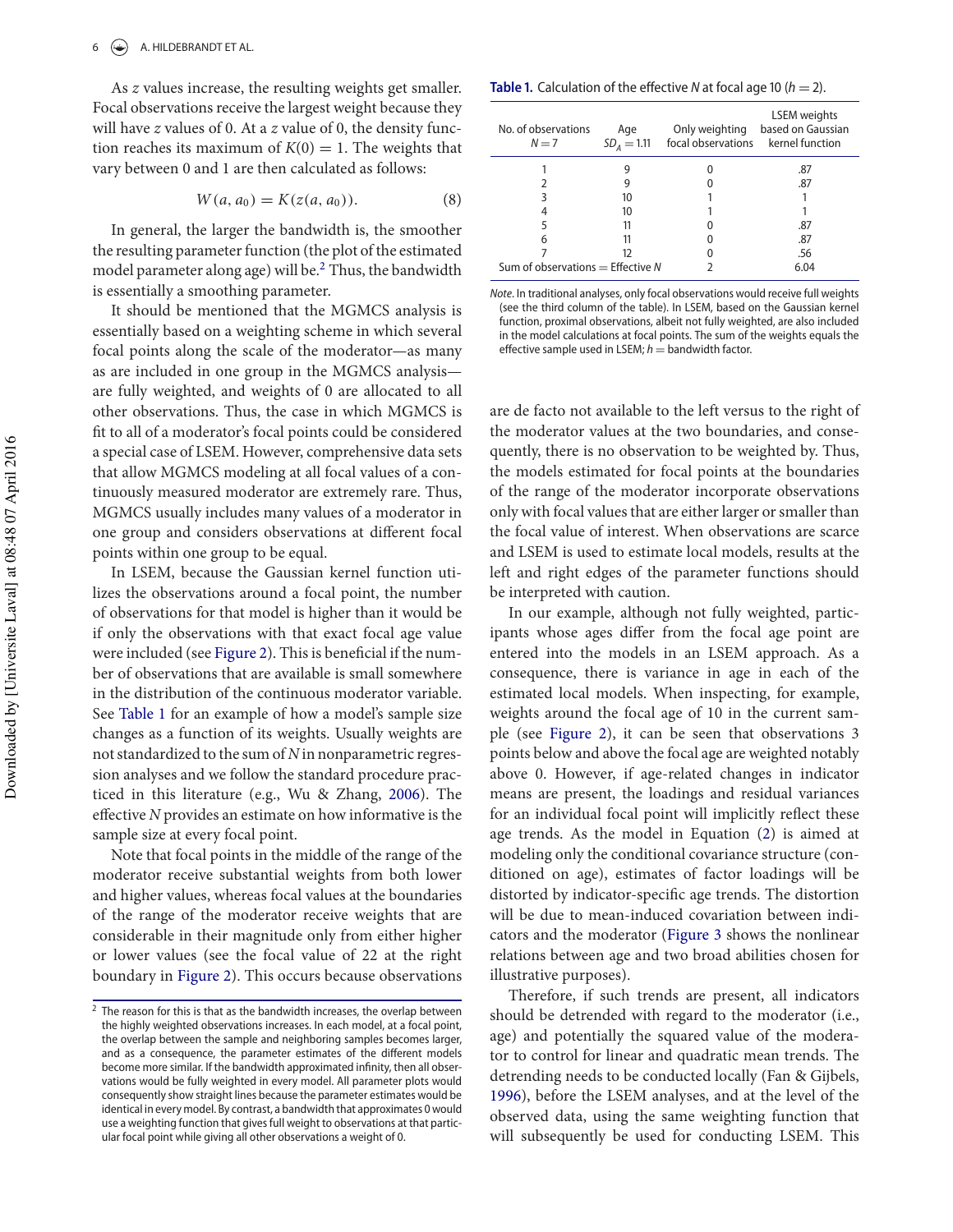As $z$ values increase, the resulting weights get smaller. Focal observations receive the largest weight because they will have $z$ values of 0. At a $z$ value of 0, the density function reaches its maximum of $K(0) = 1$. The weights that vary between 0 and 1 are then calculated as follows:

$$W(a, a_0) = K(z(a, a_0)). \tag{8}$$

In general, the larger the bandwidth is, the smoother the resulting parameter function (the plot of the estimated model parameter along age) will be.[2] Thus, the bandwidth is essentially a smoothing parameter.

It should be mentioned that the MGMCS analysis is essentially based on a weighting scheme in which several focal points along the scale of the moderator—as many as are included in one group in the MGMCS analysis—are fully weighted, and weights of 0 are allocated to all other observations. Thus, the case in which MGMCS is fit to all of a moderator's focal points could be considered a special case of LSEM. However, comprehensive data sets that allow MGMCS modeling at all focal values of a continuously measured moderator are extremely rare. Thus, MGMCS usually includes many values of a moderator in one group and considers observations at different focal points within one group to be equal.

In LSEM, because the Gaussian kernel function utilizes the observations around a focal point, the number of observations for that model is higher than it would be if only the observations with that exact focal age value were included (see Figure 2). This is beneficial if the number of observations that are available is small somewhere in the distribution of the continuous moderator variable. See Table 1 for an example of how a model's sample size changes as a function of its weights. Usually weights are not standardized to the sum of $N$ in nonparametric regression analyses and we follow the standard procedure practiced in this literature (e.g., Wu & Zhang, 2006). The effective $N$ provides an estimate on how informative is the sample size at every focal point.

Note that focal points in the middle of the range of the moderator receive substantial weights from both lower and higher values, whereas focal values at the boundaries of the range of the moderator receive weights that are considerable in their magnitude only from either higher or lower values (see the focal value of 22 at the right boundary in Figure 2). This occurs because observations are de facto not available to the left versus to the right of the moderator values at the two boundaries, and consequently, there is no observation to be weighted by. Thus, the models estimated for focal points at the boundaries of the range of the moderator incorporate observations only with focal values that are either larger or smaller than the focal value of interest. When observations are scarce and LSEM is used to estimate local models, results at the left and right edges of the parameter functions should be interpreted with caution.

**Table 1.** Calculation of the effective $N$ at focal age 10 ($h = 2$).

| No. of observations $N = 7$ | Age $SD_A = 1.11$ | Only weighting focal observations | LSEM weights based on Gaussian kernel function |
|---|---|---|---|
| 1 | 9 | 0 | .87 |
| 2 | 9 | 0 | .87 |
| 3 | 10 | 1 | 1 |
| 4 | 10 | 1 | 1 |
| 5 | 11 | 0 | .87 |
| 6 | 11 | 0 | .87 |
| 7 | 12 | 0 | .56 |
| Sum of observations = Effective $N$ | | 2 | 6.04 |

*Note*. In traditional analyses, only focal observations would receive full weights (see the third column of the table). In LSEM, based on the Gaussian kernel function, proximal observations, albeit not fully weighted, are also included in the model calculations at focal points. The sum of the weights equals the effective sample used in LSEM; $h$ = bandwidth factor.

In our example, although not fully weighted, participants whose ages differ from the focal age point are entered into the models in an LSEM approach. As a consequence, there is variance in age in each of the estimated local models. When inspecting, for example, weights around the focal age of 10 in the current sample (see Figure 2), it can be seen that observations 3 points below and above the focal age are weighted notably above 0. However, if age-related changes in indicator means are present, the loadings and residual variances for an individual focal point will implicitly reflect these age trends. As the model in Equation (2) is aimed at modeling only the conditional covariance structure (conditioned on age), estimates of factor loadings will be distorted by indicator-specific age trends. The distortion will be due to mean-induced covariation between indicators and the moderator (Figure 3 shows the nonlinear relations between age and two broad abilities chosen for illustrative purposes).

Therefore, if such trends are present, all indicators should be detrended with regard to the moderator (i.e., age) and potentially the squared value of the moderator to control for linear and quadratic mean trends. The detrending needs to be conducted locally (Fan & Gijbels, 1996), before the LSEM analyses, and at the level of the observed data, using the same weighting function that will subsequently be used for conducting LSEM. This

[2] The reason for this is that as the bandwidth increases, the overlap between the highly weighted observations increases. In each model, at a focal point, the overlap between the sample and neighboring samples becomes larger, and as a consequence, the parameter estimates of the different models become more similar. If the bandwidth approximated infinity, then all observations would be fully weighted in every model. All parameter plots would consequently show straight lines because the parameter estimates would be identical in every model. By contrast, a bandwidth that approximates 0 would use a weighting function that gives full weight to observations at that particular focal point while giving all other observations a weight of 0.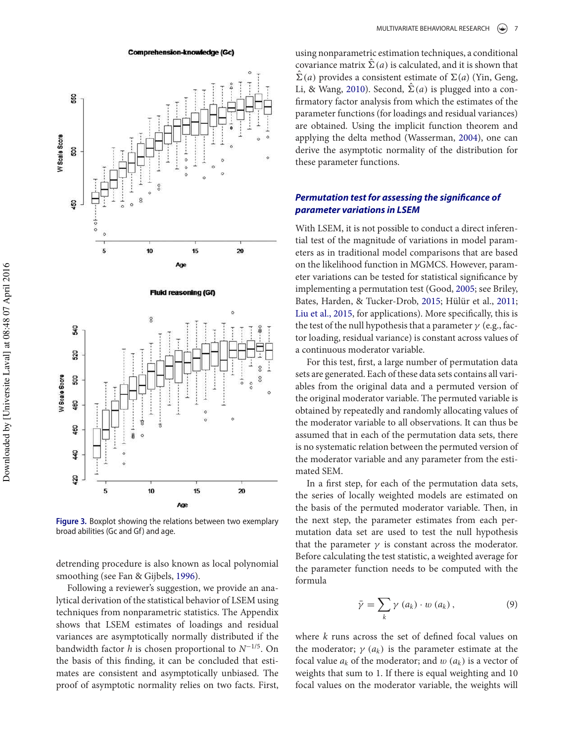Figure 3. Boxplot showing the relations between two exemplary broad abilities (Gc and Gf) and age.

detrending procedure is also known as local polynomial smoothing (see Fan & Gijbels, 1996).

Following a reviewer's suggestion, we provide an analytical derivation of the statistical behavior of LSEM using techniques from nonparametric statistics. The Appendix shows that LSEM estimates of loadings and residual variances are asymptotically normally distributed if the bandwidth factor $h$ is chosen proportional to $N^{-1/5}$. On the basis of this finding, it can be concluded that estimates are consistent and asymptotically unbiased. The proof of asymptotic normality relies on two facts. First, using nonparametric estimation techniques, a conditional covariance matrix $\hat{\Sigma}(a)$ is calculated, and it is shown that $\hat{\Sigma}(a)$ provides a consistent estimate of $\Sigma(a)$ (Yin, Geng, Li, & Wang, 2010). Second, $\hat{\Sigma}(a)$ is plugged into a confirmatory factor analysis from which the estimates of the parameter functions (for loadings and residual variances) are obtained. Using the implicit function theorem and applying the delta method (Wasserman, 2004), one can derive the asymptotic normality of the distribution for these parameter functions.

### *Permutation test for assessing the significance of parameter variations in LSEM*

With LSEM, it is not possible to conduct a direct inferential test of the magnitude of variations in model parameters as in traditional model comparisons that are based on the likelihood function in MGMCS. However, parameter variations can be tested for statistical significance by implementing a permutation test (Good, 2005; see Briley, Bates, Harden, & Tucker-Drob, 2015; Hülür et al., 2011; Liu et al., 2015, for applications). More specifically, this is the test of the null hypothesis that a parameter $\gamma$ (e.g., factor loading, residual variance) is constant across values of a continuous moderator variable.

For this test, first, a large number of permutation data sets are generated. Each of these data sets contains all variables from the original data and a permuted version of the original moderator variable. The permuted variable is obtained by repeatedly and randomly allocating values of the moderator variable to all observations. It can thus be assumed that in each of the permutation data sets, there is no systematic relation between the permuted version of the moderator variable and any parameter from the estimated SEM.

In a first step, for each of the permutation data sets, the series of locally weighted models are estimated on the basis of the permuted moderator variable. Then, in the next step, the parameter estimates from each permutation data set are used to test the null hypothesis that the parameter $\gamma$ is constant across the moderator. Before calculating the test statistic, a weighted average for the parameter function needs to be computed with the formula

$$\bar{\gamma} = \sum_{k} \gamma\left(a_k\right) \cdot w\left(a_k\right), \tag{9}$$

where $k$ runs across the set of defined focal values on the moderator; $\gamma\left(a_k\right)$ is the parameter estimate at the focal value $a_k$ of the moderator; and $w\left(a_k\right)$ is a vector of weights that sum to 1. If there is equal weighting and 10 focal values on the moderator variable, the weights will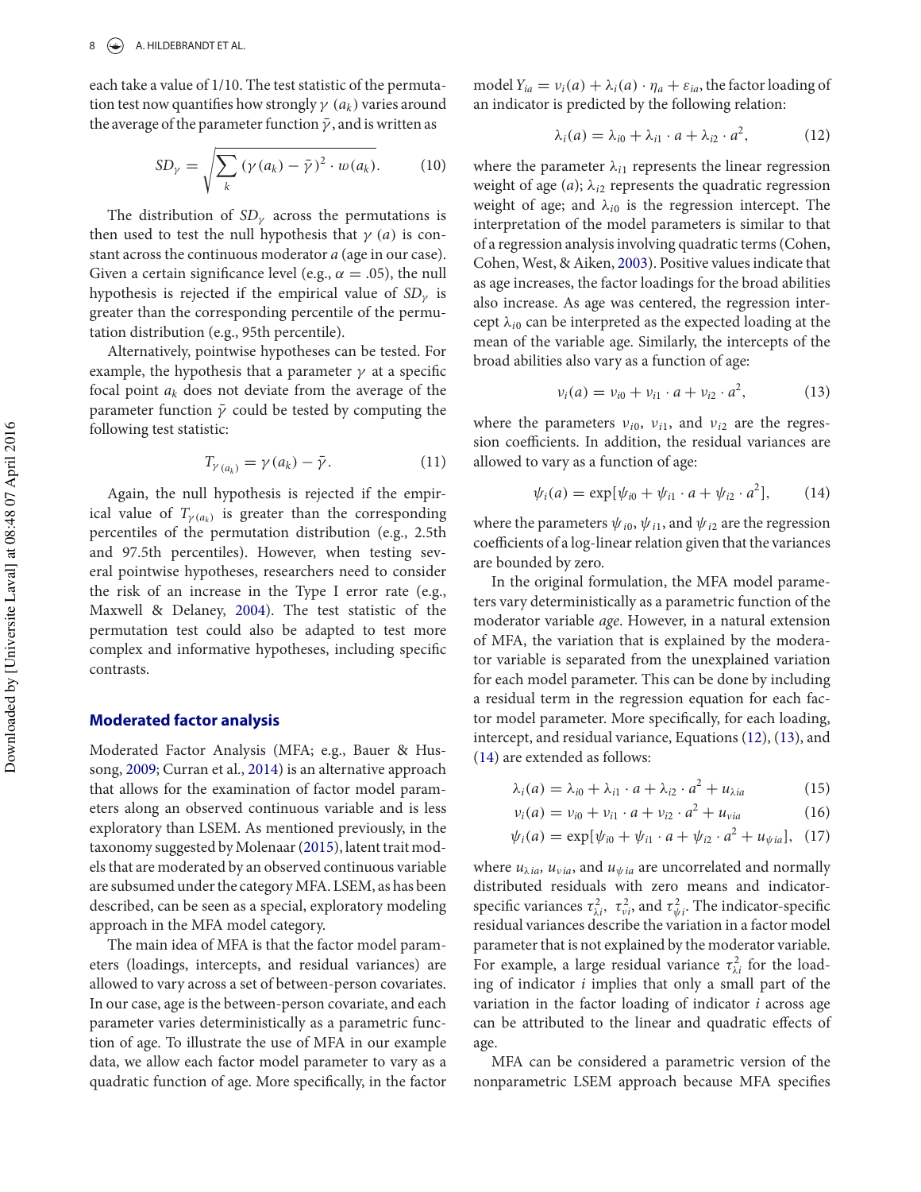each take a value of 1/10. The test statistic of the permutation test now quantifies how strongly $\gamma\ (a_k)$ varies around the average of the parameter function $\bar{\gamma}$, and is written as

$$SD_{\gamma} = \sqrt{\sum_{k} (\gamma(a_k) - \bar{\gamma})^2 \cdot w(a_k)}. \qquad (10)$$

The distribution of $SD_{\gamma}$ across the permutations is then used to test the null hypothesis that $\gamma\ (a)$ is constant across the continuous moderator $a$ (age in our case). Given a certain significance level (e.g., $\alpha = .05$), the null hypothesis is rejected if the empirical value of $SD_{\gamma}$ is greater than the corresponding percentile of the permutation distribution (e.g., 95th percentile).

Alternatively, pointwise hypotheses can be tested. For example, the hypothesis that a parameter $\gamma$ at a specific focal point $a_k$ does not deviate from the average of the parameter function $\bar{\gamma}$ could be tested by computing the following test statistic:

$$T_{\gamma(a_k)} = \gamma(a_k) - \bar{\gamma}. \qquad (11)$$

Again, the null hypothesis is rejected if the empirical value of $T_{\gamma(a_k)}$ is greater than the corresponding percentiles of the permutation distribution (e.g., 2.5th and 97.5th percentiles). However, when testing several pointwise hypotheses, researchers need to consider the risk of an increase in the Type I error rate (e.g., Maxwell & Delaney, 2004). The test statistic of the permutation test could also be adapted to test more complex and informative hypotheses, including specific contrasts.

## Moderated factor analysis

Moderated Factor Analysis (MFA; e.g., Bauer & Hussong, 2009; Curran et al., 2014) is an alternative approach that allows for the examination of factor model parameters along an observed continuous variable and is less exploratory than LSEM. As mentioned previously, in the taxonomy suggested by Molenaar (2015), latent trait models that are moderated by an observed continuous variable are subsumed under the category MFA. LSEM, as has been described, can be seen as a special, exploratory modeling approach in the MFA model category.

The main idea of MFA is that the factor model parameters (loadings, intercepts, and residual variances) are allowed to vary across a set of between-person covariates. In our case, age is the between-person covariate, and each parameter varies deterministically as a parametric function of age. To illustrate the use of MFA in our example data, we allow each factor model parameter to vary as a quadratic function of age. More specifically, in the factor model $Y_{ia} = \nu_i(a) + \lambda_i(a) \cdot \eta_a + \varepsilon_{ia}$, the factor loading of an indicator is predicted by the following relation:

$$\lambda_i(a) = \lambda_{i0} + \lambda_{i1} \cdot a + \lambda_{i2} \cdot a^2, \qquad (12)$$

where the parameter $\lambda_{i1}$ represents the linear regression weight of age ($a$); $\lambda_{i2}$ represents the quadratic regression weight of age; and $\lambda_{i0}$ is the regression intercept. The interpretation of the model parameters is similar to that of a regression analysis involving quadratic terms (Cohen, Cohen, West, & Aiken, 2003). Positive values indicate that as age increases, the factor loadings for the broad abilities also increase. As age was centered, the regression intercept $\lambda_{i0}$ can be interpreted as the expected loading at the mean of the variable age. Similarly, the intercepts of the broad abilities also vary as a function of age:

$$\nu_i(a) = \nu_{i0} + \nu_{i1} \cdot a + \nu_{i2} \cdot a^2, \qquad (13)$$

where the parameters $\nu_{i0}$, $\nu_{i1}$, and $\nu_{i2}$ are the regression coefficients. In addition, the residual variances are allowed to vary as a function of age:

$$\psi_i(a) = \exp[\psi_{i0} + \psi_{i1} \cdot a + \psi_{i2} \cdot a^2], \qquad (14)$$

where the parameters $\psi_{i0}$, $\psi_{i1}$, and $\psi_{i2}$ are the regression coefficients of a log-linear relation given that the variances are bounded by zero.

In the original formulation, the MFA model parameters vary deterministically as a parametric function of the moderator variable *age*. However, in a natural extension of MFA, the variation that is explained by the moderator variable is separated from the unexplained variation for each model parameter. This can be done by including a residual term in the regression equation for each factor model parameter. More specifically, for each loading, intercept, and residual variance, Equations (12), (13), and (14) are extended as follows:

$$\lambda_i(a) = \lambda_{i0} + \lambda_{i1} \cdot a + \lambda_{i2} \cdot a^2 + u_{\lambda ia} \qquad (15)$$

$$\nu_i(a) = \nu_{i0} + \nu_{i1} \cdot a + \nu_{i2} \cdot a^2 + u_{\nu ia} \qquad (16)$$

$$\psi_i(a) = \exp[\psi_{i0} + \psi_{i1} \cdot a + \psi_{i2} \cdot a^2 + u_{\psi ia}], \qquad (17)$$

where $u_{\lambda ia}$, $u_{\nu ia}$, and $u_{\psi ia}$ are uncorrelated and normally distributed residuals with zero means and indicator-specific variances $\tau^2_{\lambda i}$, $\tau^2_{\nu i}$, and $\tau^2_{\psi i}$. The indicator-specific residual variances describe the variation in a factor model parameter that is not explained by the moderator variable. For example, a large residual variance $\tau^2_{\lambda i}$ for the loading of indicator $i$ implies that only a small part of the variation in the factor loading of indicator $i$ across age can be attributed to the linear and quadratic effects of age.

MFA can be considered a parametric version of the nonparametric LSEM approach because MFA specifies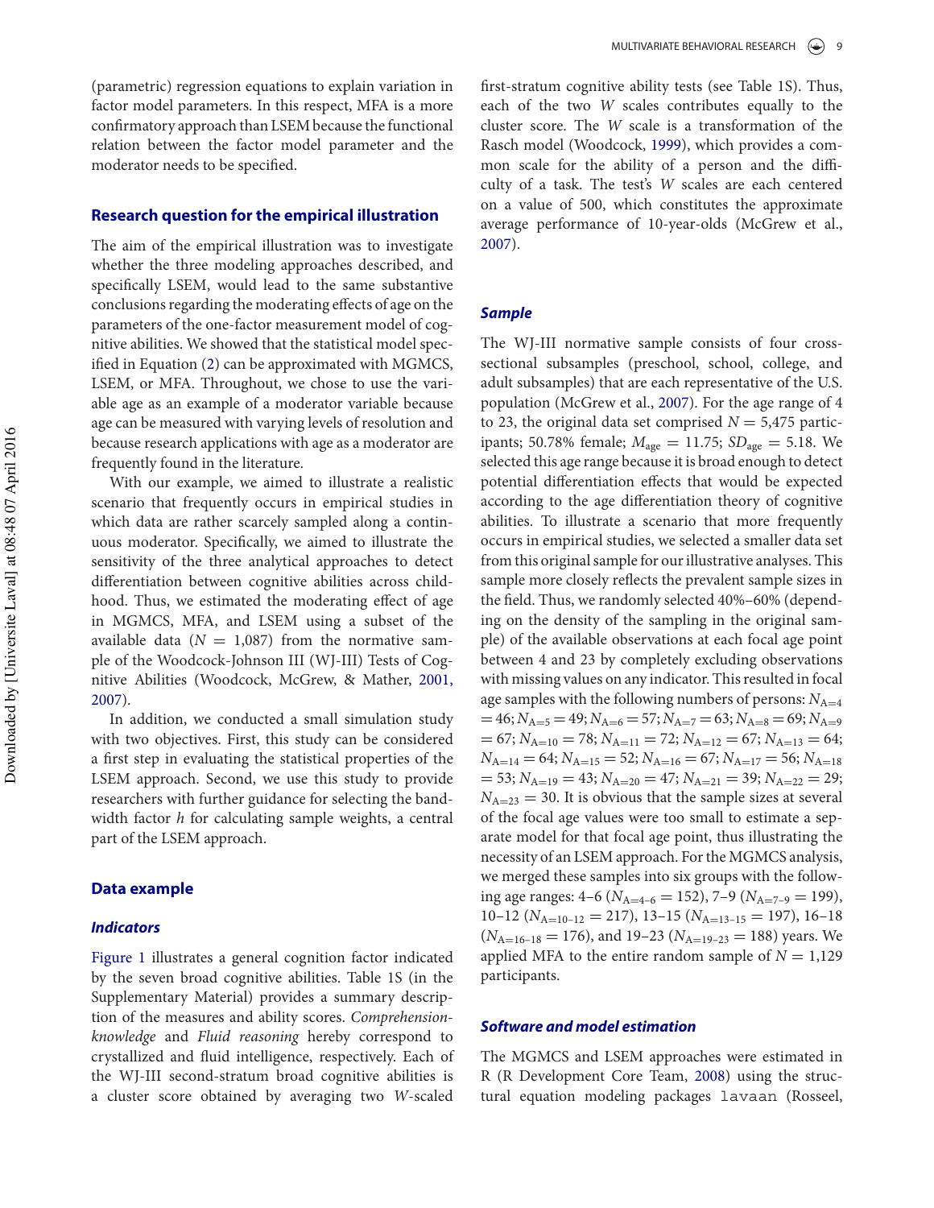(parametric) regression equations to explain variation in factor model parameters. In this respect, MFA is a more confirmatory approach than LSEM because the functional relation between the factor model parameter and the moderator needs to be specified.

## Research question for the empirical illustration

The aim of the empirical illustration was to investigate whether the three modeling approaches described, and specifically LSEM, would lead to the same substantive conclusions regarding the moderating effects of age on the parameters of the one-factor measurement model of cognitive abilities. We showed that the statistical model specified in Equation (2) can be approximated with MGMCS, LSEM, or MFA. Throughout, we chose to use the variable age as an example of a moderator variable because age can be measured with varying levels of resolution and because research applications with age as a moderator are frequently found in the literature.

With our example, we aimed to illustrate a realistic scenario that frequently occurs in empirical studies in which data are rather scarcely sampled along a continuous moderator. Specifically, we aimed to illustrate the sensitivity of the three analytical approaches to detect differentiation between cognitive abilities across childhood. Thus, we estimated the moderating effect of age in MGMCS, MFA, and LSEM using a subset of the available data ($N$ = 1,087) from the normative sample of the Woodcock-Johnson III (WJ-III) Tests of Cognitive Abilities (Woodcock, McGrew, & Mather, 2001, 2007).

In addition, we conducted a small simulation study with two objectives. First, this study can be considered a first step in evaluating the statistical properties of the LSEM approach. Second, we use this study to provide researchers with further guidance for selecting the bandwidth factor $h$ for calculating sample weights, a central part of the LSEM approach.

## Data example

### Indicators

Figure 1 illustrates a general cognition factor indicated by the seven broad cognitive abilities. Table 1S (in the Supplementary Material) provides a summary description of the measures and ability scores. *Comprehension-knowledge* and *Fluid reasoning* hereby correspond to crystallized and fluid intelligence, respectively. Each of the WJ-III second-stratum broad cognitive abilities is a cluster score obtained by averaging two $W$-scaled first-stratum cognitive ability tests (see Table 1S). Thus, each of the two $W$ scales contributes equally to the cluster score. The $W$ scale is a transformation of the Rasch model (Woodcock, 1999), which provides a common scale for the ability of a person and the difficulty of a task. The test's $W$ scales are each centered on a value of 500, which constitutes the approximate average performance of 10-year-olds (McGrew et al., 2007).

### Sample

The WJ-III normative sample consists of four cross-sectional subsamples (preschool, school, college, and adult subsamples) that are each representative of the U.S. population (McGrew et al., 2007). For the age range of 4 to 23, the original data set comprised $N$ = 5,475 participants; 50.78% female; $M_{\text{age}}$ = 11.75; $SD_{\text{age}}$ = 5.18. We selected this age range because it is broad enough to detect potential differentiation effects that would be expected according to the age differentiation theory of cognitive abilities. To illustrate a scenario that more frequently occurs in empirical studies, we selected a smaller data set from this original sample for our illustrative analyses. This sample more closely reflects the prevalent sample sizes in the field. Thus, we randomly selected 40%–60% (depending on the density of the sampling in the original sample) of the available observations at each focal age point between 4 and 23 by completely excluding observations with missing values on any indicator. This resulted in focal age samples with the following numbers of persons: $N_{A=4} = 46$; $N_{A=5} = 49$; $N_{A=6} = 57$; $N_{A=7} = 63$; $N_{A=8} = 69$; $N_{A=9} = 67$; $N_{A=10} = 78$; $N_{A=11} = 72$; $N_{A=12} = 67$; $N_{A=13} = 64$; $N_{A=14} = 64$; $N_{A=15} = 52$; $N_{A=16} = 67$; $N_{A=17} = 56$; $N_{A=18} = 53$; $N_{A=19} = 43$; $N_{A=20} = 47$; $N_{A=21} = 39$; $N_{A=22} = 29$; $N_{A=23} = 30$. It is obvious that the sample sizes at several of the focal age values were too small to estimate a separate model for that focal age point, thus illustrating the necessity of an LSEM approach. For the MGMCS analysis, we merged these samples into six groups with the following age ranges: 4–6 ($N_{A=4\text{–}6} = 152$), 7–9 ($N_{A=7\text{–}9} = 199$), 10–12 ($N_{A=10\text{–}12} = 217$), 13–15 ($N_{A=13\text{–}15} = 197$), 16–18 ($N_{A=16\text{–}18} = 176$), and 19–23 ($N_{A=19\text{–}23} = 188$) years. We applied MFA to the entire random sample of $N$ = 1,129 participants.

### Software and model estimation

The MGMCS and LSEM approaches were estimated in R (R Development Core Team, 2008) using the structural equation modeling packages lavaan (Rosseel,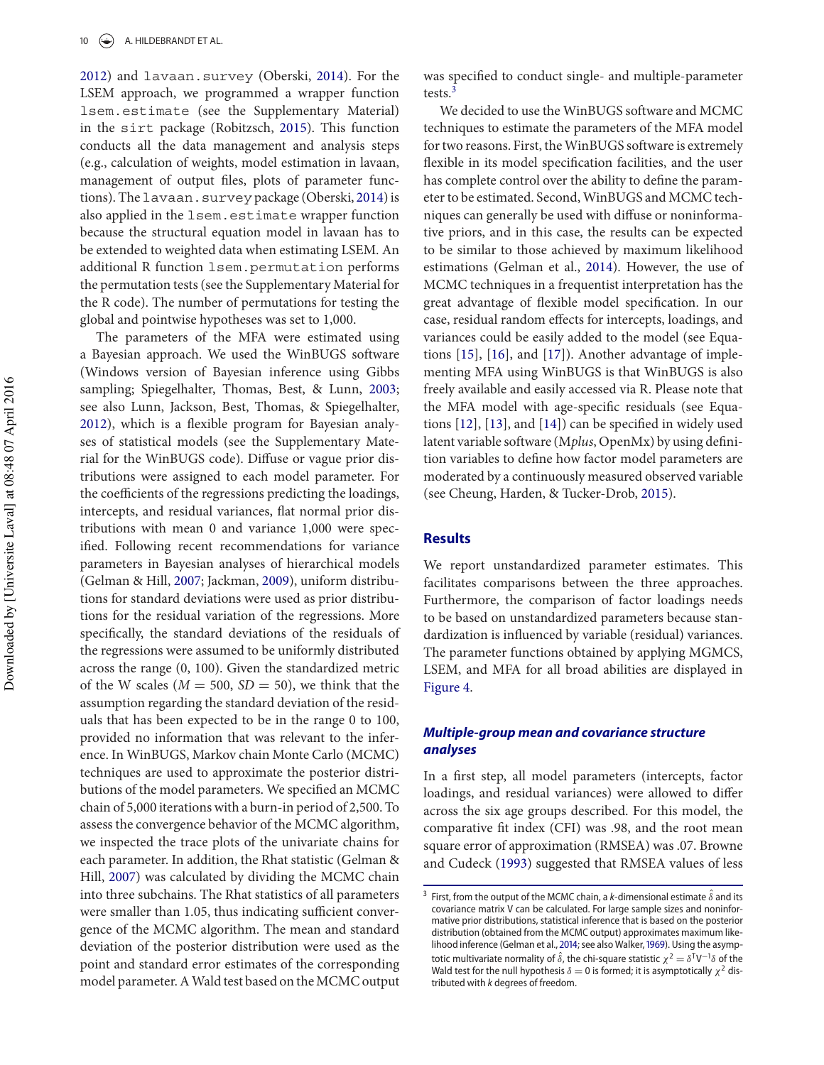2012) and `lavaan.survey` (Oberski, 2014). For the LSEM approach, we programmed a wrapper function `lsem.estimate` (see the Supplementary Material) in the `sirt` package (Robitzsch, 2015). This function conducts all the data management and analysis steps (e.g., calculation of weights, model estimation in lavaan, management of output files, plots of parameter functions). The `lavaan.survey` package (Oberski, 2014) is also applied in the `lsem.estimate` wrapper function because the structural equation model in lavaan has to be extended to weighted data when estimating LSEM. An additional R function `lsem.permutation` performs the permutation tests (see the Supplementary Material for the R code). The number of permutations for testing the global and pointwise hypotheses was set to 1,000.

The parameters of the MFA were estimated using a Bayesian approach. We used the WinBUGS software (Windows version of Bayesian inference using Gibbs sampling; Spiegelhalter, Thomas, Best, & Lunn, 2003; see also Lunn, Jackson, Best, Thomas, & Spiegelhalter, 2012), which is a flexible program for Bayesian analyses of statistical models (see the Supplementary Material for the WinBUGS code). Diffuse or vague prior distributions were assigned to each model parameter. For the coefficients of the regressions predicting the loadings, intercepts, and residual variances, flat normal prior distributions with mean 0 and variance 1,000 were specified. Following recent recommendations for variance parameters in Bayesian analyses of hierarchical models (Gelman & Hill, 2007; Jackman, 2009), uniform distributions for standard deviations were used as prior distributions for the residual variation of the regressions. More specifically, the standard deviations of the residuals of the regressions were assumed to be uniformly distributed across the range (0, 100). Given the standardized metric of the W scales ($M = 500$, $SD = 50$), we think that the assumption regarding the standard deviation of the residuals that has been expected to be in the range 0 to 100, provided no information that was relevant to the inference. In WinBUGS, Markov chain Monte Carlo (MCMC) techniques are used to approximate the posterior distributions of the model parameters. We specified an MCMC chain of 5,000 iterations with a burn-in period of 2,500. To assess the convergence behavior of the MCMC algorithm, we inspected the trace plots of the univariate chains for each parameter. In addition, the Rhat statistic (Gelman & Hill, 2007) was calculated by dividing the MCMC chain into three subchains. The Rhat statistics of all parameters were smaller than 1.05, thus indicating sufficient convergence of the MCMC algorithm. The mean and standard deviation of the posterior distribution were used as the point and standard error estimates of the corresponding model parameter. A Wald test based on the MCMC output was specified to conduct single- and multiple-parameter tests.[3]

We decided to use the WinBUGS software and MCMC techniques to estimate the parameters of the MFA model for two reasons. First, the WinBUGS software is extremely flexible in its model specification facilities, and the user has complete control over the ability to define the parameter to be estimated. Second, WinBUGS and MCMC techniques can generally be used with diffuse or noninformative priors, and in this case, the results can be expected to be similar to those achieved by maximum likelihood estimations (Gelman et al., 2014). However, the use of MCMC techniques in a frequentist interpretation has the great advantage of flexible model specification. In our case, residual random effects for intercepts, loadings, and variances could be easily added to the model (see Equations [15], [16], and [17]). Another advantage of implementing MFA using WinBUGS is that WinBUGS is also freely available and easily accessed via R. Please note that the MFA model with age-specific residuals (see Equations [12], [13], and [14]) can be specified in widely used latent variable software (M*plus*, OpenMx) by using definition variables to define how factor model parameters are moderated by a continuously measured observed variable (see Cheung, Harden, & Tucker-Drob, 2015).

## Results

We report unstandardized parameter estimates. This facilitates comparisons between the three approaches. Furthermore, the comparison of factor loadings needs to be based on unstandardized parameters because standardization is influenced by variable (residual) variances. The parameter functions obtained by applying MGMCS, LSEM, and MFA for all broad abilities are displayed in Figure 4.

### *Multiple-group mean and covariance structure analyses*

In a first step, all model parameters (intercepts, factor loadings, and residual variances) were allowed to differ across the six age groups described. For this model, the comparative fit index (CFI) was .98, and the root mean square error of approximation (RMSEA) was .07. Browne and Cudeck (1993) suggested that RMSEA values of less

[3] First, from the output of the MCMC chain, a $k$-dimensional estimate $\hat{\delta}$ and its covariance matrix V can be calculated. For large sample sizes and noninformative prior distributions, statistical inference that is based on the posterior distribution (obtained from the MCMC output) approximates maximum likelihood inference (Gelman et al., 2014; see also Walker, 1969). Using the asymptotic multivariate normality of $\hat{\delta}$, the chi-square statistic $\chi^2 = \delta^T V^{-1} \delta$ of the Wald test for the null hypothesis $\delta = 0$ is formed; it is asymptotically $\chi^2$ distributed with $k$ degrees of freedom.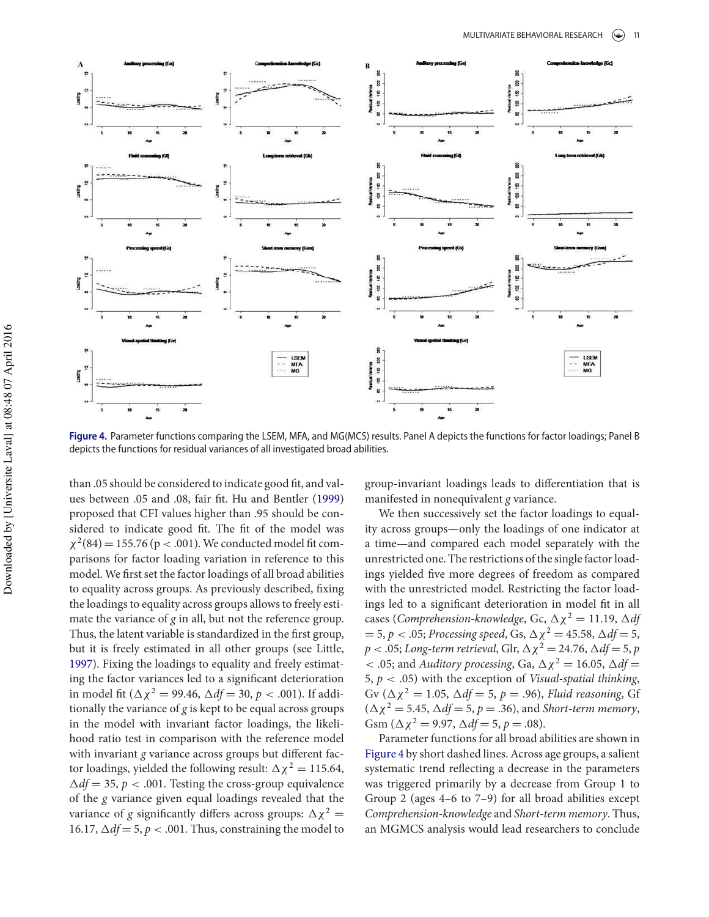Figure 4. Parameter functions comparing the LSEM, MFA, and MG(MCS) results. Panel A depicts the functions for factor loadings; Panel B depicts the functions for residual variances of all investigated broad abilities.

than .05 should be considered to indicate good fit, and values between .05 and .08, fair fit. Hu and Bentler (1999) proposed that CFI values higher than .95 should be considered to indicate good fit. The fit of the model was $\chi^2(84) = 155.76$ ($p < .001$). We conducted model fit comparisons for factor loading variation in reference to this model. We first set the factor loadings of all broad abilities to equality across groups. As previously described, fixing the loadings to equality across groups allows to freely estimate the variance of *g* in all, but not the reference group. Thus, the latent variable is standardized in the first group, but it is freely estimated in all other groups (see Little, 1997). Fixing the loadings to equality and freely estimating the factor variances led to a significant deterioration in model fit ($\Delta\chi^2 = 99.46$, $\Delta df = 30$, $p < .001$). If additionally the variance of *g* is kept to be equal across groups in the model with invariant factor loadings, the likelihood ratio test in comparison with the reference model with invariant *g* variance across groups but different factor loadings, yielded the following result: $\Delta\chi^2 = 115.64$, $\Delta df = 35$, $p < .001$. Testing the cross-group equivalence of the *g* variance given equal loadings revealed that the variance of *g* significantly differs across groups: $\Delta\chi^2 = 16.17$, $\Delta df = 5$, $p < .001$. Thus, constraining the model to group-invariant loadings leads to differentiation that is manifested in nonequivalent *g* variance.

We then successively set the factor loadings to equality across groups—only the loadings of one indicator at a time—and compared each model separately with the unrestricted one. The restrictions of the single factor loadings yielded five more degrees of freedom as compared with the unrestricted model. Restricting the factor loadings led to a significant deterioration in model fit in all cases (*Comprehension-knowledge*, Gc, $\Delta\chi^2 = 11.19$, $\Delta df = 5$, $p < .05$; *Processing speed*, Gs, $\Delta\chi^2 = 45.58$, $\Delta df = 5$, $p < .05$; *Long-term retrieval*, Glr, $\Delta\chi^2 = 24.76$, $\Delta df = 5$, $p < .05$; and *Auditory processing*, Ga, $\Delta\chi^2 = 16.05$, $\Delta df = 5$, $p < .05$) with the exception of *Visual-spatial thinking*, Gv ($\Delta\chi^2 = 1.05$, $\Delta df = 5$, $p = .96$), *Fluid reasoning*, Gf ($\Delta\chi^2 = 5.45$, $\Delta df = 5$, $p = .36$), and *Short-term memory*, Gsm ($\Delta\chi^2 = 9.97$, $\Delta df = 5$, $p = .08$).

Parameter functions for all broad abilities are shown in Figure 4 by short dashed lines. Across age groups, a salient systematic trend reflecting a decrease in the parameters was triggered primarily by a decrease from Group 1 to Group 2 (ages 4–6 to 7–9) for all broad abilities except *Comprehension-knowledge* and *Short-term memory*. Thus, an MGMCS analysis would lead researchers to conclude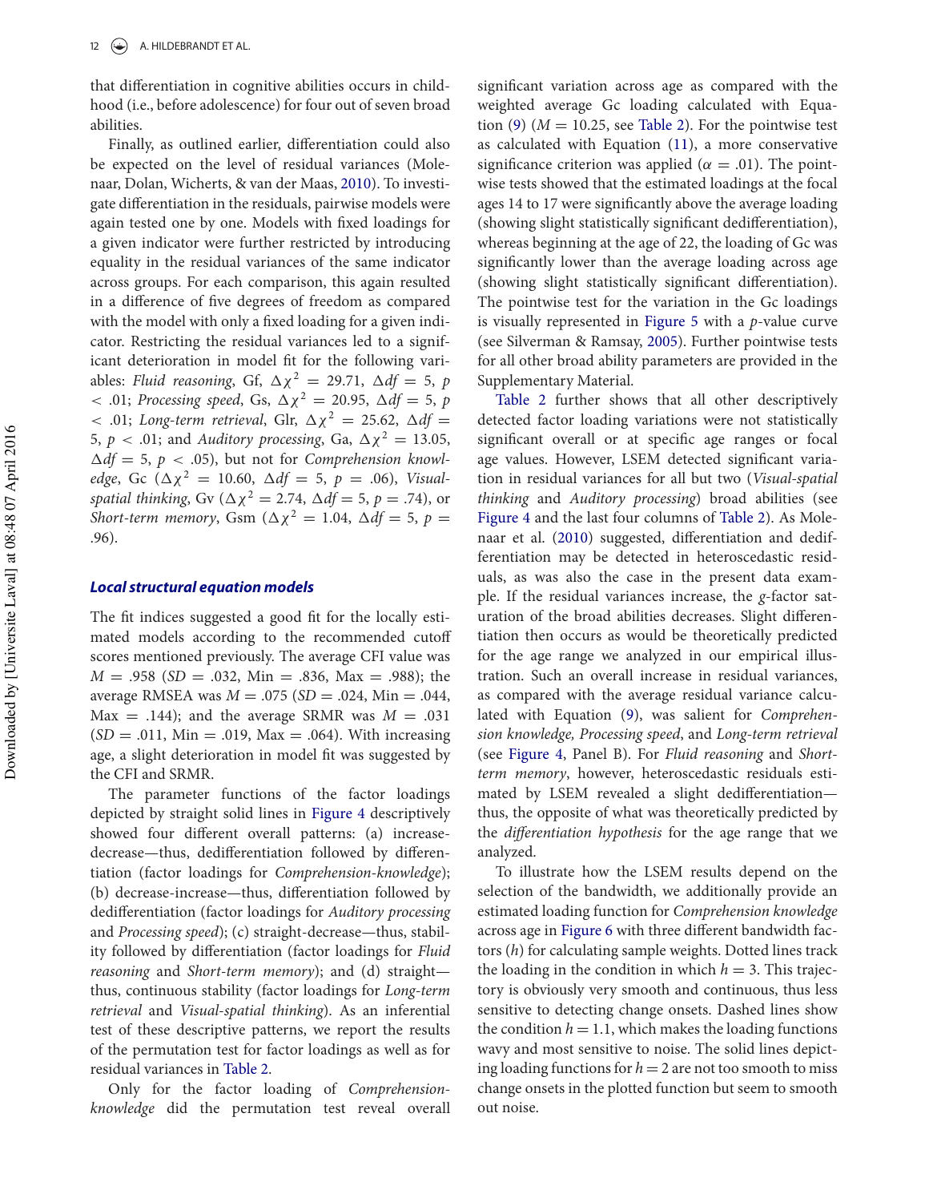that differentiation in cognitive abilities occurs in childhood (i.e., before adolescence) for four out of seven broad abilities.

Finally, as outlined earlier, differentiation could also be expected on the level of residual variances (Molenaar, Dolan, Wicherts, & van der Maas, 2010). To investigate differentiation in the residuals, pairwise models were again tested one by one. Models with fixed loadings for a given indicator were further restricted by introducing equality in the residual variances of the same indicator across groups. For each comparison, this again resulted in a difference of five degrees of freedom as compared with the model with only a fixed loading for a given indicator. Restricting the residual variances led to a significant deterioration in model fit for the following variables: *Fluid reasoning*, Gf, $\Delta\chi^2 = 29.71$, $\Delta df = 5$, $p < .01$; *Processing speed*, Gs, $\Delta\chi^2 = 20.95$, $\Delta df = 5$, $p < .01$; *Long-term retrieval*, Glr, $\Delta\chi^2 = 25.62$, $\Delta df = 5$, $p < .01$; and *Auditory processing*, Ga, $\Delta\chi^2 = 13.05$, $\Delta df = 5$, $p < .05$), but not for *Comprehension knowledge*, Gc ($\Delta\chi^2 = 10.60$, $\Delta df = 5$, $p = .06$), *Visual-spatial thinking*, Gv ($\Delta\chi^2 = 2.74$, $\Delta df = 5$, $p = .74$), or *Short-term memory*, Gsm ($\Delta\chi^2 = 1.04$, $\Delta df = 5$, $p = .96$).

### *Local structural equation models*

The fit indices suggested a good fit for the locally estimated models according to the recommended cutoff scores mentioned previously. The average CFI value was $M = .958$ ($SD = .032$, Min $= .836$, Max $= .988$); the average RMSEA was $M = .075$ ($SD = .024$, Min $= .044$, Max $= .144$); and the average SRMR was $M = .031$ ($SD = .011$, Min $= .019$, Max $= .064$). With increasing age, a slight deterioration in model fit was suggested by the CFI and SRMR.

The parameter functions of the factor loadings depicted by straight solid lines in Figure 4 descriptively showed four different overall patterns: (a) increase-decrease—thus, dedifferentiation followed by differentiation (factor loadings for *Comprehension-knowledge*); (b) decrease-increase—thus, differentiation followed by dedifferentiation (factor loadings for *Auditory processing* and *Processing speed*); (c) straight-decrease—thus, stability followed by differentiation (factor loadings for *Fluid reasoning* and *Short-term memory*); and (d) straight—thus, continuous stability (factor loadings for *Long-term retrieval* and *Visual-spatial thinking*). As an inferential test of these descriptive patterns, we report the results of the permutation test for factor loadings as well as for residual variances in Table 2.

Only for the factor loading of *Comprehension-knowledge* did the permutation test reveal overall significant variation across age as compared with the weighted average Gc loading calculated with Equation (9) ($M = 10.25$, see Table 2). For the pointwise test as calculated with Equation (11), a more conservative significance criterion was applied ($\alpha = .01$). The pointwise tests showed that the estimated loadings at the focal ages 14 to 17 were significantly above the average loading (showing slight statistically significant dedifferentiation), whereas beginning at the age of 22, the loading of Gc was significantly lower than the average loading across age (showing slight statistically significant differentiation). The pointwise test for the variation in the Gc loadings is visually represented in Figure 5 with a $p$-value curve (see Silverman & Ramsay, 2005). Further pointwise tests for all other broad ability parameters are provided in the Supplementary Material.

Table 2 further shows that all other descriptively detected factor loading variations were not statistically significant overall or at specific age ranges or focal age values. However, LSEM detected significant variation in residual variances for all but two (*Visual-spatial thinking* and *Auditory processing*) broad abilities (see Figure 4 and the last four columns of Table 2). As Molenaar et al. (2010) suggested, differentiation and dedifferentiation may be detected in heteroscedastic residuals, as was also the case in the present data example. If the residual variances increase, the *g*-factor saturation of the broad abilities decreases. Slight differentiation then occurs as would be theoretically predicted for the age range we analyzed in our empirical illustration. Such an overall increase in residual variances, as compared with the average residual variance calculated with Equation (9), was salient for *Comprehension knowledge, Processing speed*, and *Long-term retrieval* (see Figure 4, Panel B). For *Fluid reasoning* and *Short-term memory*, however, heteroscedastic residuals estimated by LSEM revealed a slight dedifferentiation—thus, the opposite of what was theoretically predicted by the *differentiation hypothesis* for the age range that we analyzed.

To illustrate how the LSEM results depend on the selection of the bandwidth, we additionally provide an estimated loading function for *Comprehension knowledge* across age in Figure 6 with three different bandwidth factors ($h$) for calculating sample weights. Dotted lines track the loading in the condition in which $h = 3$. This trajectory is obviously very smooth and continuous, thus less sensitive to detecting change onsets. Dashed lines show the condition $h = 1.1$, which makes the loading functions wavy and most sensitive to noise. The solid lines depicting loading functions for $h = 2$ are not too smooth to miss change onsets in the plotted function but seem to smooth out noise.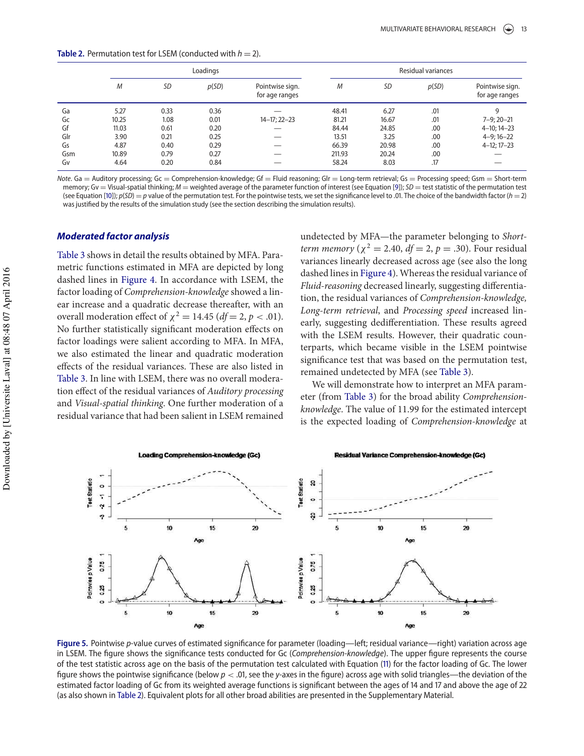**Table 2.** Permutation test for LSEM (conducted with $h = 2$).

| | Loadings | | | | Residual variances | | | |
|---|---|---|---|---|---|---|---|---|
| | $M$ | $SD$ | $p(SD)$ | Pointwise sign. for age ranges | $M$ | $SD$ | $p(SD)$ | Pointwise sign. for age ranges |
| Ga | 5.27 | 0.33 | 0.36 | — | 48.41 | 6.27 | .01 | 9 |
| Gc | 10.25 | 1.08 | 0.01 | 14–17; 22–23 | 81.21 | 16.67 | .01 | 7–9; 20–21 |
| Gf | 11.03 | 0.61 | 0.20 | — | 84.44 | 24.85 | .00 | 4–10; 14–23 |
| Glr | 3.90 | 0.21 | 0.25 | — | 13.51 | 3.25 | .00 | 4–9; 16–22 |
| Gs | 4.87 | 0.40 | 0.29 | — | 66.39 | 20.98 | .00 | 4–12; 17–23 |
| Gsm | 10.89 | 0.79 | 0.27 | — | 211.93 | 20.24 | .00 | — |
| Gv | 4.64 | 0.20 | 0.84 | — | 58.24 | 8.03 | .17 | — |

*Note.* Ga = Auditory processing; Gc = Comprehension-knowledge; Gf = Fluid reasoning; Glr = Long-term retrieval; Gs = Processing speed; Gsm = Short-term memory; Gv = Visual-spatial thinking; $M$ = weighted average of the parameter function of interest (see Equation [9]); $SD$ = test statistic of the permutation test (see Equation [10]); $p(SD) = p$ value of the permutation test. For the pointwise tests, we set the significance level to .01. The choice of the bandwidth factor ($h = 2$) was justified by the results of the simulation study (see the section describing the simulation results).

### *Moderated factor analysis*

Table 3 shows in detail the results obtained by MFA. Parametric functions estimated in MFA are depicted by long dashed lines in Figure 4. In accordance with LSEM, the factor loading of *Comprehension-knowledge* showed a linear increase and a quadratic decrease thereafter, with an overall moderation effect of $\chi^2 = 14.45$ ($df = 2$, $p < .01$). No further statistically significant moderation effects on factor loadings were salient according to MFA. In MFA, we also estimated the linear and quadratic moderation effects of the residual variances. These are also listed in Table 3. In line with LSEM, there was no overall moderation effect of the residual variances of *Auditory processing* and *Visual-spatial thinking*. One further moderation of a residual variance that had been salient in LSEM remained undetected by MFA—the parameter belonging to *Short-term memory* ($\chi^2 = 2.40$, $df = 2$, $p = .30$). Four residual variances linearly decreased across age (see also the long dashed lines in Figure 4). Whereas the residual variance of *Fluid-reasoning* decreased linearly, suggesting differentiation, the residual variances of *Comprehension-knowledge, Long-term retrieval*, and *Processing speed* increased linearly, suggesting dedifferentiation. These results agreed with the LSEM results. However, their quadratic counterparts, which became visible in the LSEM pointwise significance test that was based on the permutation test, remained undetected by MFA (see Table 3).

We will demonstrate how to interpret an MFA parameter (from Table 3) for the broad ability *Comprehension-knowledge*. The value of 11.99 for the estimated intercept is the expected loading of *Comprehension-knowledge* at

**Figure 5.** Pointwise $p$-value curves of estimated significance for parameter (loading—left; residual variance—right) variation across age in LSEM. The figure shows the significance tests conducted for Gc (*Comprehension-knowledge*). The upper figure represents the course of the test statistic across age on the basis of the permutation test calculated with Equation (11) for the factor loading of Gc. The lower figure shows the pointwise significance (below $p < .01$, see the $y$-axes in the figure) across age with solid triangles—the deviation of the estimated factor loading of Gc from its weighted average functions is significant between the ages of 14 and 17 and above the age of 22 (as also shown in Table 2). Equivalent plots for all other broad abilities are presented in the Supplementary Material.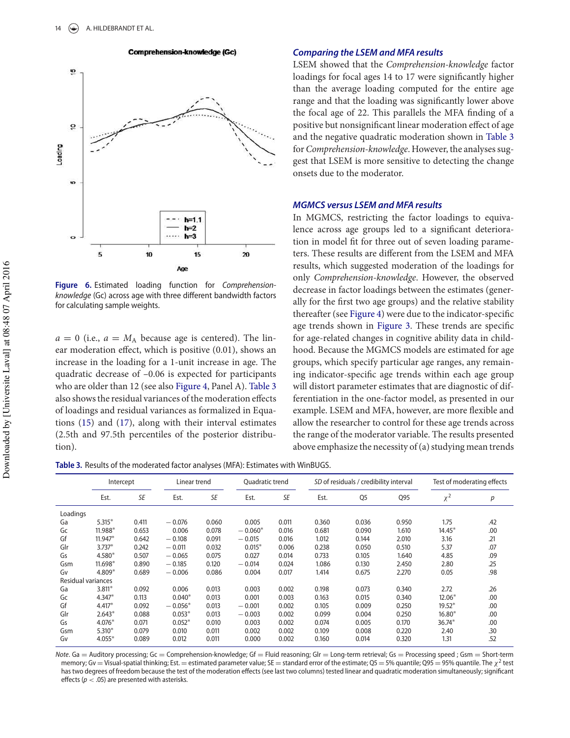Figure 6. Estimated loading function for *Comprehension-knowledge* (Gc) across age with three different bandwidth factors for calculating sample weights.

$a = 0$ (i.e., $a = M_A$ because age is centered). The linear moderation effect, which is positive (0.01), shows an increase in the loading for a 1-unit increase in age. The quadratic decrease of –0.06 is expected for participants who are older than 12 (see also Figure 4, Panel A). Table 3 also shows the residual variances of the moderation effects of loadings and residual variances as formalized in Equations (15) and (17), along with their interval estimates (2.5th and 97.5th percentiles of the posterior distribution).

### Comparing the LSEM and MFA results

LSEM showed that the *Comprehension-knowledge* factor loadings for focal ages 14 to 17 were significantly higher than the average loading computed for the entire age range and that the loading was significantly lower above the focal age of 22. This parallels the MFA finding of a positive but nonsignificant linear moderation effect of age and the negative quadratic moderation shown in Table 3 for *Comprehension-knowledge*. However, the analyses suggest that LSEM is more sensitive to detecting the change onsets due to the moderator.

### MGMCS versus LSEM and MFA results

In MGMCS, restricting the factor loadings to equivalence across age groups led to a significant deterioration in model fit for three out of seven loading parameters. These results are different from the LSEM and MFA results, which suggested moderation of the loadings for only *Comprehension-knowledge*. However, the observed decrease in factor loadings between the estimates (generally for the first two age groups) and the relative stability thereafter (see Figure 4) were due to the indicator-specific age trends shown in Figure 3. These trends are specific for age-related changes in cognitive ability data in childhood. Because the MGMCS models are estimated for age groups, which specify particular age ranges, any remaining indicator-specific age trends within each age group will distort parameter estimates that are diagnostic of differentiation in the one-factor model, as presented in our example. LSEM and MFA, however, are more flexible and allow the researcher to control for these age trends across the range of the moderator variable. The results presented above emphasize the necessity of (a) studying mean trends

Table 3. Results of the moderated factor analyses (MFA): Estimates with WinBUGS.

| | Intercept | | Linear trend | | Quadratic trend | | *SD* of residuals / credibility interval | | | Test of moderating effects | |
|---|---|---|---|---|---|---|---|---|---|---|---|
| | Est. | *SE* | Est. | *SE* | Est. | *SE* | Est. | Q5 | Q95 | $\chi^2$ | *p* |
| Loadings | | | | | | | | | | | |
| Ga | 5.315* | 0.411 | −0.076 | 0.060 | 0.005 | 0.011 | 0.360 | 0.036 | 0.950 | 1.75 | .42 |
| Gc | 11.988* | 0.653 | 0.006 | 0.078 | −0.060* | 0.016 | 0.681 | 0.090 | 1.610 | 14.45* | .00 |
| Gf | 11.947* | 0.642 | −0.108 | 0.091 | −0.015 | 0.016 | 1.012 | 0.144 | 2.010 | 3.16 | .21 |
| Glr | 3.737* | 0.242 | −0.011 | 0.032 | 0.015* | 0.006 | 0.238 | 0.050 | 0.510 | 5.37 | .07 |
| Gs | 4.580* | 0.507 | −0.065 | 0.075 | 0.027 | 0.014 | 0.733 | 0.105 | 1.640 | 4.85 | .09 |
| Gsm | 11.698* | 0.890 | −0.185 | 0.120 | −0.014 | 0.024 | 1.086 | 0.130 | 2.450 | 2.80 | .25 |
| Gv | 4.809* | 0.689 | −0.006 | 0.086 | 0.004 | 0.017 | 1.414 | 0.675 | 2.270 | 0.05 | .98 |
| Residual variances | | | | | | | | | | | |
| Ga | 3.811* | 0.092 | 0.006 | 0.013 | 0.003 | 0.002 | 0.198 | 0.073 | 0.340 | 2.72 | .26 |
| Gc | 4.347* | 0.113 | 0.040* | 0.013 | 0.001 | 0.003 | 0.163 | 0.015 | 0.340 | 12.06* | .00 |
| Gf | 4.417* | 0.092 | −0.056* | 0.013 | −0.001 | 0.002 | 0.105 | 0.009 | 0.250 | 19.52* | .00 |
| Glr | 2.643* | 0.088 | 0.053* | 0.013 | −0.003 | 0.002 | 0.099 | 0.004 | 0.250 | 16.80* | .00 |
| Gs | 4.076* | 0.071 | 0.052* | 0.010 | 0.003 | 0.002 | 0.074 | 0.005 | 0.170 | 36.74* | .00 |
| Gsm | 5.310* | 0.079 | 0.010 | 0.011 | 0.002 | 0.002 | 0.109 | 0.008 | 0.220 | 2.40 | .30 |
| Gv | 4.055* | 0.089 | 0.012 | 0.011 | 0.000 | 0.002 | 0.160 | 0.014 | 0.320 | 1.31 | .52 |

*Note*. Ga = Auditory processing; Gc = Comprehension-knowledge; Gf = Fluid reasoning; Glr = Long-term retrieval; Gs = Processing speed ; Gsm = Short-term memory; Gv = Visual-spatial thinking; Est. = estimated parameter value; SE = standard error of the estimate; Q5 = 5% quantile; Q95 = 95% quantile. The $\chi^2$ test has two degrees of freedom because the test of the moderation effects (see last two columns) tested linear and quadratic moderation simultaneously; significant effects ($p < .05$) are presented with asterisks.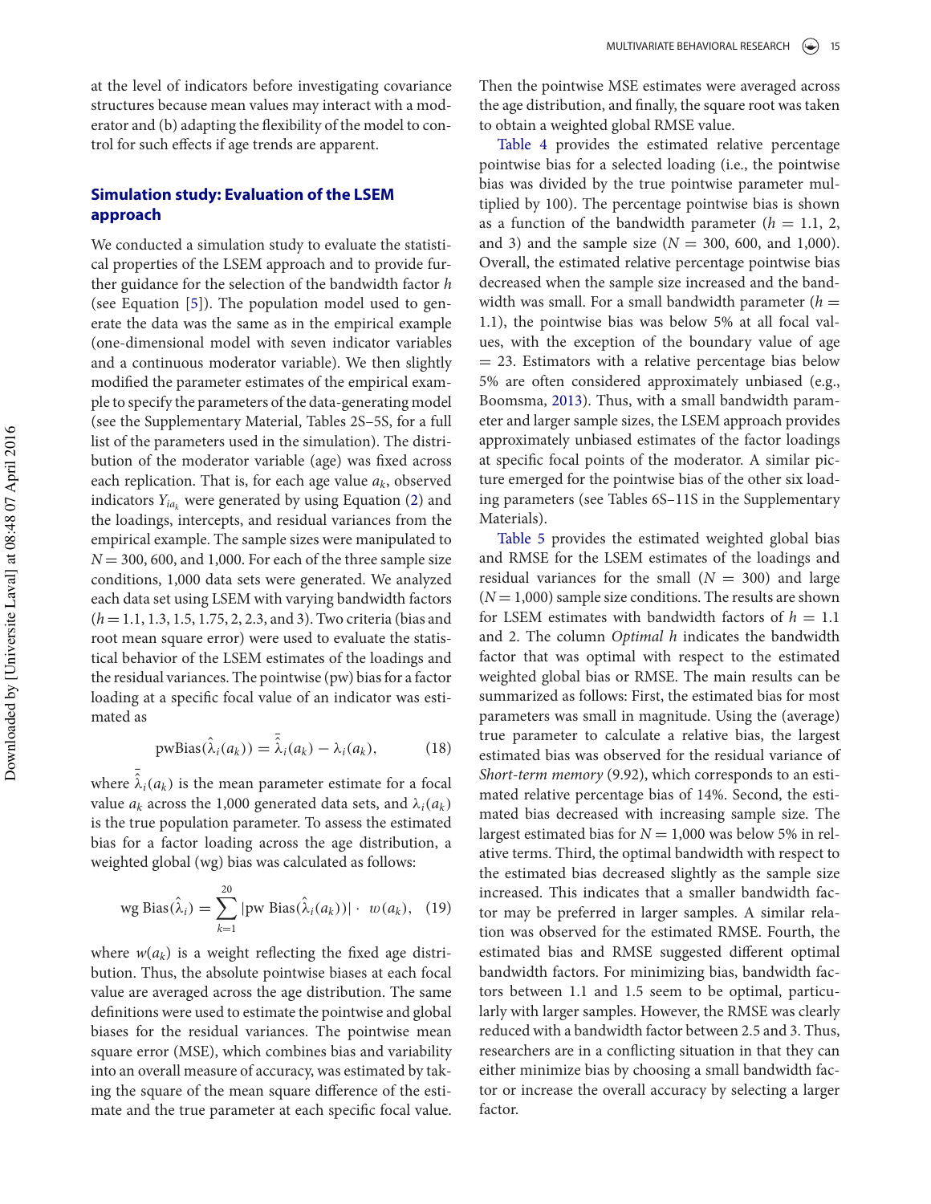at the level of indicators before investigating covariance structures because mean values may interact with a moderator and (b) adapting the flexibility of the model to control for such effects if age trends are apparent.

## Simulation study: Evaluation of the LSEM approach

We conducted a simulation study to evaluate the statistical properties of the LSEM approach and to provide further guidance for the selection of the bandwidth factor $h$ (see Equation [5]). The population model used to generate the data was the same as in the empirical example (one-dimensional model with seven indicator variables and a continuous moderator variable). We then slightly modified the parameter estimates of the empirical example to specify the parameters of the data-generating model (see the Supplementary Material, Tables 2S–5S, for a full list of the parameters used in the simulation). The distribution of the moderator variable (age) was fixed across each replication. That is, for each age value $a_k$, observed indicators $Y_{ia_k}$ were generated by using Equation (2) and the loadings, intercepts, and residual variances from the empirical example. The sample sizes were manipulated to $N = 300$, 600, and 1,000. For each of the three sample size conditions, 1,000 data sets were generated. We analyzed each data set using LSEM with varying bandwidth factors ($h = 1.1, 1.3, 1.5, 1.75, 2, 2.3,$ and 3). Two criteria (bias and root mean square error) were used to evaluate the statistical behavior of the LSEM estimates of the loadings and the residual variances. The pointwise (pw) bias for a factor loading at a specific focal value of an indicator was estimated as

$$\text{pwBias}(\hat{\lambda}_i(a_k)) = \bar{\hat{\lambda}}_i(a_k) - \lambda_i(a_k), \tag{18}$$

where $\bar{\hat{\lambda}}_i(a_k)$ is the mean parameter estimate for a focal value $a_k$ across the 1,000 generated data sets, and $\lambda_i(a_k)$ is the true population parameter. To assess the estimated bias for a factor loading across the age distribution, a weighted global (wg) bias was calculated as follows:

$$\text{wg Bias}(\hat{\lambda}_i) = \sum_{k=1}^{20} |\text{pw Bias}(\hat{\lambda}_i(a_k))| \cdot \ w(a_k), \tag{19}$$

where $w(a_k)$ is a weight reflecting the fixed age distribution. Thus, the absolute pointwise biases at each focal value are averaged across the age distribution. The same definitions were used to estimate the pointwise and global biases for the residual variances. The pointwise mean square error (MSE), which combines bias and variability into an overall measure of accuracy, was estimated by taking the square of the mean square difference of the estimate and the true parameter at each specific focal value. Then the pointwise MSE estimates were averaged across the age distribution, and finally, the square root was taken to obtain a weighted global RMSE value.

Table 4 provides the estimated relative percentage pointwise bias for a selected loading (i.e., the pointwise bias was divided by the true pointwise parameter multiplied by 100). The percentage pointwise bias is shown as a function of the bandwidth parameter ($h$ = 1.1, 2, and 3) and the sample size ($N$ = 300, 600, and 1,000). Overall, the estimated relative percentage pointwise bias decreased when the sample size increased and the bandwidth was small. For a small bandwidth parameter ($h$ = 1.1), the pointwise bias was below 5% at all focal values, with the exception of the boundary value of age = 23. Estimators with a relative percentage bias below 5% are often considered approximately unbiased (e.g., Boomsma, 2013). Thus, with a small bandwidth parameter and larger sample sizes, the LSEM approach provides approximately unbiased estimates of the factor loadings at specific focal points of the moderator. A similar picture emerged for the pointwise bias of the other six loading parameters (see Tables 6S–11S in the Supplementary Materials).

Table 5 provides the estimated weighted global bias and RMSE for the LSEM estimates of the loadings and residual variances for the small ($N$ = 300) and large ($N$ = 1,000) sample size conditions. The results are shown for LSEM estimates with bandwidth factors of $h$ = 1.1 and 2. The column *Optimal h* indicates the bandwidth factor that was optimal with respect to the estimated weighted global bias or RMSE. The main results can be summarized as follows: First, the estimated bias for most parameters was small in magnitude. Using the (average) true parameter to calculate a relative bias, the largest estimated bias was observed for the residual variance of *Short-term memory* (9.92), which corresponds to an estimated relative percentage bias of 14%. Second, the estimated bias decreased with increasing sample size. The largest estimated bias for $N$ = 1,000 was below 5% in relative terms. Third, the optimal bandwidth with respect to the estimated bias decreased slightly as the sample size increased. This indicates that a smaller bandwidth factor may be preferred in larger samples. A similar relation was observed for the estimated RMSE. Fourth, the estimated bias and RMSE suggested different optimal bandwidth factors. For minimizing bias, bandwidth factors between 1.1 and 1.5 seem to be optimal, particularly with larger samples. However, the RMSE was clearly reduced with a bandwidth factor between 2.5 and 3. Thus, researchers are in a conflicting situation in that they can either minimize bias by choosing a small bandwidth factor or increase the overall accuracy by selecting a larger factor.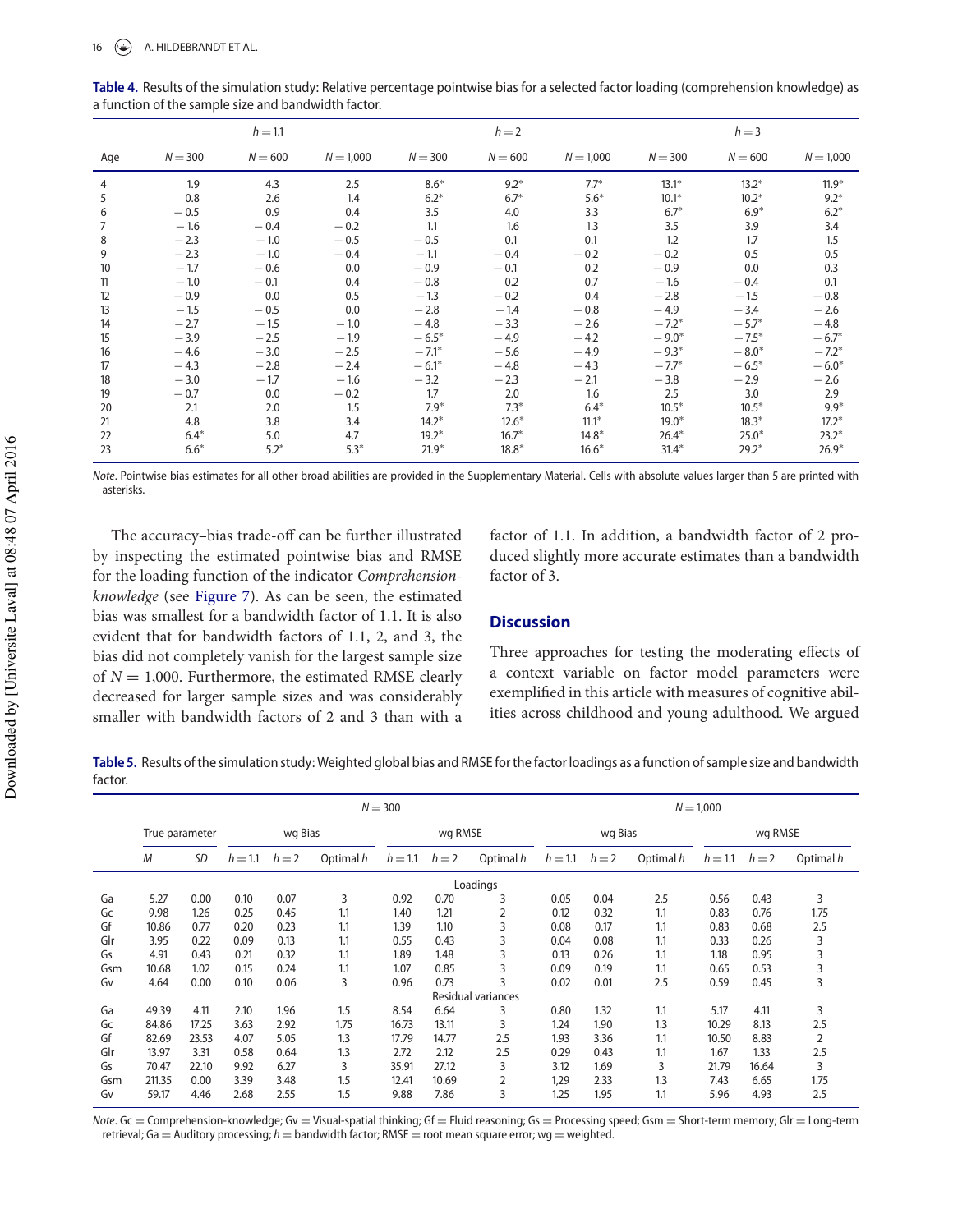**Table 4.** Results of the simulation study: Relative percentage pointwise bias for a selected factor loading (comprehension knowledge) as a function of the sample size and bandwidth factor.

| | $h = 1.1$ | | | $h = 2$ | | | $h = 3$ | | |
|---|---|---|---|---|---|---|---|---|---|
| Age | $N = 300$ | $N = 600$ | $N = 1{,}000$ | $N = 300$ | $N = 600$ | $N = 1{,}000$ | $N = 300$ | $N = 600$ | $N = 1{,}000$ |
| 4 | 1.9 | 4.3 | 2.5 | 8.6* | 9.2* | 7.7* | 13.1* | 13.2* | 11.9* |
| 5 | 0.8 | 2.6 | 1.4 | 6.2* | 6.7* | 5.6* | 10.1* | 10.2* | 9.2* |
| 6 | −0.5 | 0.9 | 0.4 | 3.5 | 4.0 | 3.3 | 6.7* | 6.9* | 6.2* |
| 7 | −1.6 | −0.4 | −0.2 | 1.1 | 1.6 | 1.3 | 3.5 | 3.9 | 3.4 |
| 8 | −2.3 | −1.0 | −0.5 | −0.5 | 0.1 | 0.1 | 1.2 | 1.7 | 1.5 |
| 9 | −2.3 | −1.0 | −0.4 | −1.1 | −0.4 | −0.2 | −0.2 | 0.5 | 0.5 |
| 10 | −1.7 | −0.6 | 0.0 | −0.9 | −0.1 | 0.2 | −0.9 | 0.0 | 0.3 |
| 11 | −1.0 | −0.1 | 0.4 | −0.8 | 0.2 | 0.7 | −1.6 | −0.4 | 0.1 |
| 12 | −0.9 | 0.0 | 0.5 | −1.3 | −0.2 | 0.4 | −2.8 | −1.5 | −0.8 |
| 13 | −1.5 | −0.5 | 0.0 | −2.8 | −1.4 | −0.8 | −4.9 | −3.4 | −2.6 |
| 14 | −2.7 | −1.5 | −1.0 | −4.8 | −3.3 | −2.6 | −7.2* | −5.7* | −4.8 |
| 15 | −3.9 | −2.5 | −1.9 | −6.5* | −4.9 | −4.2 | −9.0* | −7.5* | −6.7* |
| 16 | −4.6 | −3.0 | −2.5 | −7.1* | −5.6 | −4.9 | −9.3* | −8.0* | −7.2* |
| 17 | −4.3 | −2.8 | −2.4 | −6.1* | −4.8 | −4.3 | −7.7* | −6.5* | −6.0* |
| 18 | −3.0 | −1.7 | −1.6 | −3.2 | −2.3 | −2.1 | −3.8 | −2.9 | −2.6 |
| 19 | −0.7 | 0.0 | −0.2 | 1.7 | 2.0 | 1.6 | 2.5 | 3.0 | 2.9 |
| 20 | 2.1 | 2.0 | 1.5 | 7.9* | 7.3* | 6.4* | 10.5* | 10.5* | 9.9* |
| 21 | 4.8 | 3.8 | 3.4 | 14.2* | 12.6* | 11.1* | 19.0* | 18.3* | 17.2* |
| 22 | 6.4* | 5.0 | 4.7 | 19.2* | 16.7* | 14.8* | 26.4* | 25.0* | 23.2* |
| 23 | 6.6* | 5.2* | 5.3* | 21.9* | 18.8* | 16.6* | 31.4* | 29.2* | 26.9* |

*Note*. Pointwise bias estimates for all other broad abilities are provided in the Supplementary Material. Cells with absolute values larger than 5 are printed with asterisks.

The accuracy–bias trade-off can be further illustrated by inspecting the estimated pointwise bias and RMSE for the loading function of the indicator *Comprehension-knowledge* (see Figure 7). As can be seen, the estimated bias was smallest for a bandwidth factor of 1.1. It is also evident that for bandwidth factors of 1.1, 2, and 3, the bias did not completely vanish for the largest sample size of $N = 1{,}000$. Furthermore, the estimated RMSE clearly decreased for larger sample sizes and was considerably smaller with bandwidth factors of 2 and 3 than with a factor of 1.1. In addition, a bandwidth factor of 2 produced slightly more accurate estimates than a bandwidth factor of 3.

## Discussion

Three approaches for testing the moderating effects of a context variable on factor model parameters were exemplified in this article with measures of cognitive abilities across childhood and young adulthood. We argued

**Table 5.** Results of the simulation study: Weighted global bias and RMSE for the factor loadings as a function of sample size and bandwidth factor.

| | True parameter | | $N = 300$ | | | | | | $N = 1{,}000$ | | | | | |
|---|---|---|---|---|---|---|---|---|---|---|---|---|---|---|
| | | | wg Bias | | | wg RMSE | | | wg Bias | | | wg RMSE | | |
| | *M* | *SD* | $h = 1.1$ | $h = 2$ | Optimal *h* | $h = 1.1$ | $h = 2$ | Optimal *h* | $h = 1.1$ | $h = 2$ | Optimal *h* | $h = 1.1$ | $h = 2$ | Optimal *h* |
| | | | | | | | Loadings | | | | | | | |
| Ga | 5.27 | 0.00 | 0.10 | 0.07 | 3 | 0.92 | 0.70 | 3 | 0.05 | 0.04 | 2.5 | 0.56 | 0.43 | 3 |
| Gc | 9.98 | 1.26 | 0.25 | 0.45 | 1.1 | 1.40 | 1.21 | 2 | 0.12 | 0.32 | 1.1 | 0.83 | 0.76 | 1.75 |
| Gf | 10.86 | 0.77 | 0.20 | 0.23 | 1.1 | 1.39 | 1.10 | 3 | 0.08 | 0.17 | 1.1 | 0.83 | 0.68 | 2.5 |
| Glr | 3.95 | 0.22 | 0.09 | 0.13 | 1.1 | 0.55 | 0.43 | 3 | 0.04 | 0.08 | 1.1 | 0.33 | 0.26 | 3 |
| Gs | 4.91 | 0.43 | 0.21 | 0.32 | 1.1 | 1.89 | 1.48 | 3 | 0.13 | 0.26 | 1.1 | 1.18 | 0.95 | 3 |
| Gsm | 10.68 | 1.02 | 0.15 | 0.24 | 1.1 | 1.07 | 0.85 | 3 | 0.09 | 0.19 | 1.1 | 0.65 | 0.53 | 3 |
| Gv | 4.64 | 0.00 | 0.10 | 0.06 | 3 | 0.96 | 0.73 | 3 | 0.02 | 0.01 | 2.5 | 0.59 | 0.45 | 3 |
| | | | | | | | Residual variances | | | | | | | |
| Ga | 49.39 | 4.11 | 2.10 | 1.96 | 1.5 | 8.54 | 6.64 | 3 | 0.80 | 1.32 | 1.1 | 5.17 | 4.11 | 3 |
| Gc | 84.86 | 17.25 | 3.63 | 2.92 | 1.75 | 16.73 | 13.11 | 3 | 1.24 | 1.90 | 1.3 | 10.29 | 8.13 | 2.5 |
| Gf | 82.69 | 23.53 | 4.07 | 5.05 | 1.3 | 17.79 | 14.77 | 2.5 | 1.93 | 3.36 | 1.1 | 10.50 | 8.83 | 2 |
| Glr | 13.97 | 3.31 | 0.58 | 0.64 | 1.3 | 2.72 | 2.12 | 2.5 | 0.29 | 0.43 | 1.1 | 1.67 | 1.33 | 2.5 |
| Gs | 70.47 | 22.10 | 9.92 | 6.27 | 3 | 35.91 | 27.12 | 3 | 3.12 | 1.69 | 3 | 21.79 | 16.64 | 3 |
| Gsm | 211.35 | 0.00 | 3.39 | 3.48 | 1.5 | 12.41 | 10.69 | 2 | 1,29 | 2.33 | 1.3 | 7.43 | 6.65 | 1.75 |
| Gv | 59.17 | 4.46 | 2.68 | 2.55 | 1.5 | 9.88 | 7.86 | 3 | 1.25 | 1.95 | 1.1 | 5.96 | 4.93 | 2.5 |

*Note*. Gc = Comprehension-knowledge; Gv = Visual-spatial thinking; Gf = Fluid reasoning; Gs = Processing speed; Gsm = Short-term memory; Glr = Long-term retrieval; Ga = Auditory processing; *h* = bandwidth factor; RMSE = root mean square error; wg = weighted.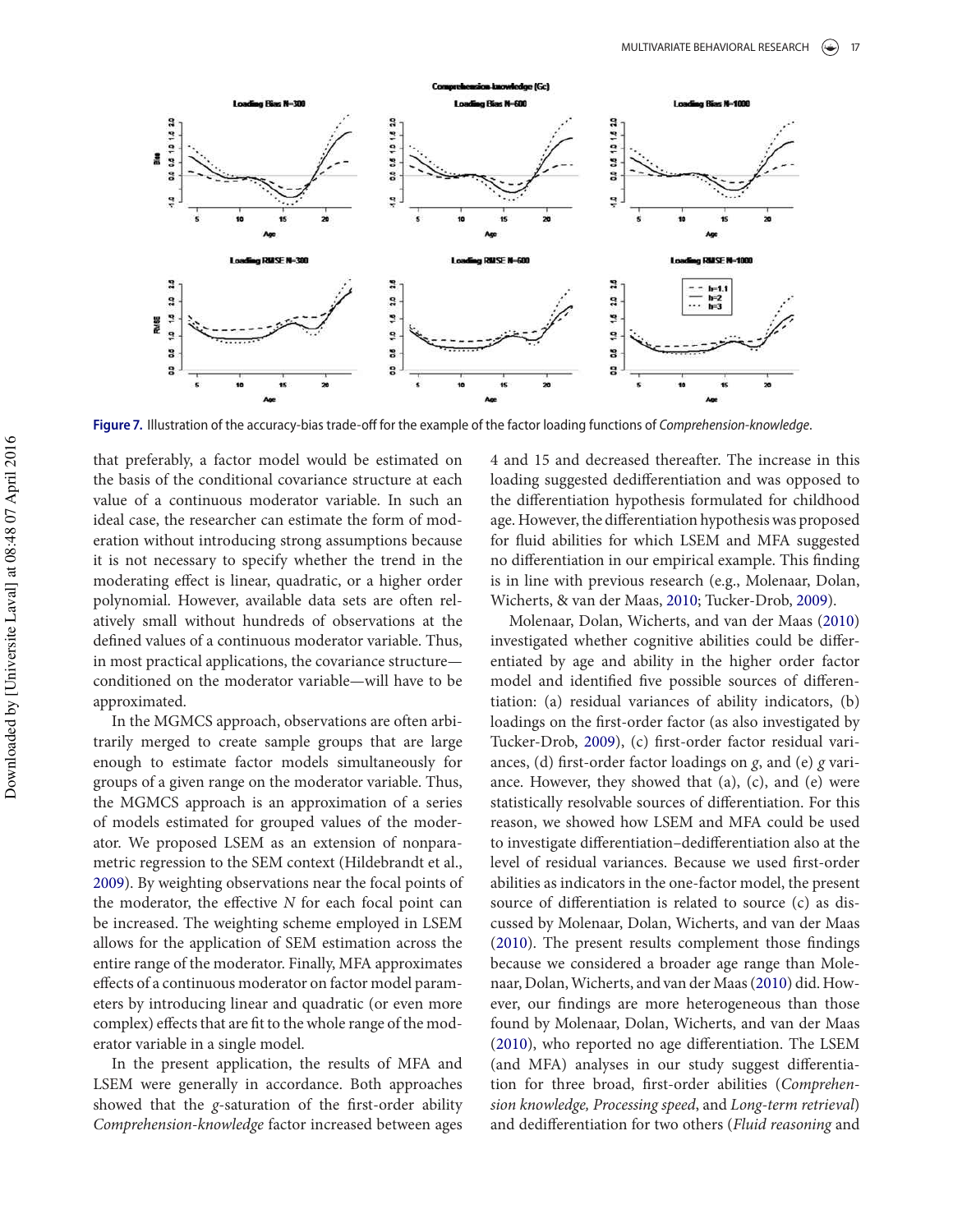Comprehension-knowledge (Gc)

Loading Bias N=300

Loading Bias N=600

Loading Bias N=1000

Bias

-1.0 0.0 0.5 1.0 1.5 2.0

5 10 15 20

Age

Loading RMSE N=300

Loading RMSE N=600

Loading RMSE N=1000

RMSE

0.0 0.5 1.0 1.5 2.0 2.5

5 10 15 20

Age

h=1.1
h=2
h=3

**Figure 7.** Illustration of the accuracy-bias trade-off for the example of the factor loading functions of *Comprehension-knowledge*.

that preferably, a factor model would be estimated on the basis of the conditional covariance structure at each value of a continuous moderator variable. In such an ideal case, the researcher can estimate the form of moderation without introducing strong assumptions because it is not necessary to specify whether the trend in the moderating effect is linear, quadratic, or a higher order polynomial. However, available data sets are often relatively small without hundreds of observations at the defined values of a continuous moderator variable. Thus, in most practical applications, the covariance structure—conditioned on the moderator variable—will have to be approximated.

In the MGMCS approach, observations are often arbitrarily merged to create sample groups that are large enough to estimate factor models simultaneously for groups of a given range on the moderator variable. Thus, the MGMCS approach is an approximation of a series of models estimated for grouped values of the moderator. We proposed LSEM as an extension of nonparametric regression to the SEM context (Hildebrandt et al., 2009). By weighting observations near the focal points of the moderator, the effective *N* for each focal point can be increased. The weighting scheme employed in LSEM allows for the application of SEM estimation across the entire range of the moderator. Finally, MFA approximates effects of a continuous moderator on factor model parameters by introducing linear and quadratic (or even more complex) effects that are fit to the whole range of the moderator variable in a single model.

In the present application, the results of MFA and LSEM were generally in accordance. Both approaches showed that the *g*-saturation of the first-order ability *Comprehension-knowledge* factor increased between ages 4 and 15 and decreased thereafter. The increase in this loading suggested dedifferentiation and was opposed to the differentiation hypothesis formulated for childhood age. However, the differentiation hypothesis was proposed for fluid abilities for which LSEM and MFA suggested no differentiation in our empirical example. This finding is in line with previous research (e.g., Molenaar, Dolan, Wicherts, & van der Maas, 2010; Tucker-Drob, 2009).

Molenaar, Dolan, Wicherts, and van der Maas (2010) investigated whether cognitive abilities could be differentiated by age and ability in the higher order factor model and identified five possible sources of differentiation: (a) residual variances of ability indicators, (b) loadings on the first-order factor (as also investigated by Tucker-Drob, 2009), (c) first-order factor residual variances, (d) first-order factor loadings on *g*, and (e) *g* variance. However, they showed that (a), (c), and (e) were statistically resolvable sources of differentiation. For this reason, we showed how LSEM and MFA could be used to investigate differentiation–dedifferentiation also at the level of residual variances. Because we used first-order abilities as indicators in the one-factor model, the present source of differentiation is related to source (c) as discussed by Molenaar, Dolan, Wicherts, and van der Maas (2010). The present results complement those findings because we considered a broader age range than Molenaar, Dolan, Wicherts, and van der Maas (2010) did. However, our findings are more heterogeneous than those found by Molenaar, Dolan, Wicherts, and van der Maas (2010), who reported no age differentiation. The LSEM (and MFA) analyses in our study suggest differentiation for three broad, first-order abilities (*Comprehension knowledge, Processing speed*, and *Long-term retrieval*) and dedifferentiation for two others (*Fluid reasoning* and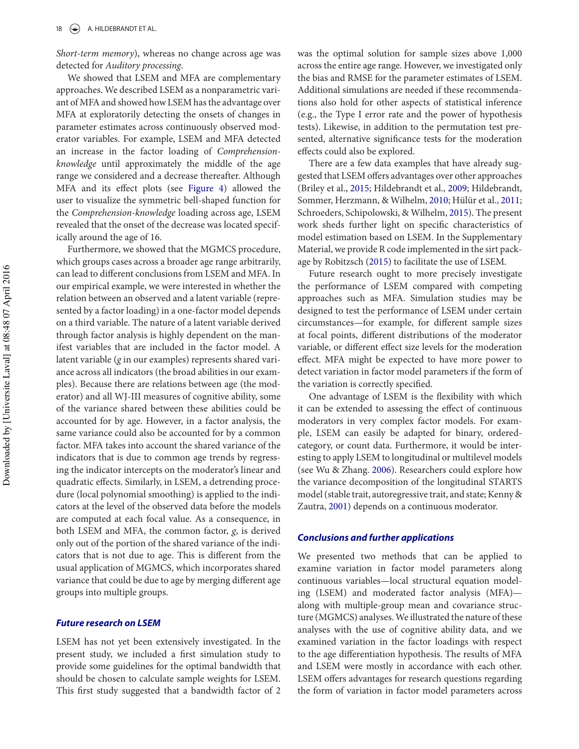*Short-term memory*), whereas no change across age was detected for *Auditory processing*.

We showed that LSEM and MFA are complementary approaches. We described LSEM as a nonparametric variant of MFA and showed how LSEM has the advantage over MFA at exploratorily detecting the onsets of changes in parameter estimates across continuously observed moderator variables. For example, LSEM and MFA detected an increase in the factor loading of *Comprehension-knowledge* until approximately the middle of the age range we considered and a decrease thereafter. Although MFA and its effect plots (see Figure 4) allowed the user to visualize the symmetric bell-shaped function for the *Comprehension-knowledge* loading across age, LSEM revealed that the onset of the decrease was located specifically around the age of 16.

Furthermore, we showed that the MGMCS procedure, which groups cases across a broader age range arbitrarily, can lead to different conclusions from LSEM and MFA. In our empirical example, we were interested in whether the relation between an observed and a latent variable (represented by a factor loading) in a one-factor model depends on a third variable. The nature of a latent variable derived through factor analysis is highly dependent on the manifest variables that are included in the factor model. A latent variable (*g* in our examples) represents shared variance across all indicators (the broad abilities in our examples). Because there are relations between age (the moderator) and all WJ-III measures of cognitive ability, some of the variance shared between these abilities could be accounted for by age. However, in a factor analysis, the same variance could also be accounted for by a common factor. MFA takes into account the shared variance of the indicators that is due to common age trends by regressing the indicator intercepts on the moderator's linear and quadratic effects. Similarly, in LSEM, a detrending procedure (local polynomial smoothing) is applied to the indicators at the level of the observed data before the models are computed at each focal value. As a consequence, in both LSEM and MFA, the common factor, *g*, is derived only out of the portion of the shared variance of the indicators that is not due to age. This is different from the usual application of MGMCS, which incorporates shared variance that could be due to age by merging different age groups into multiple groups.

### *Future research on LSEM*

LSEM has not yet been extensively investigated. In the present study, we included a first simulation study to provide some guidelines for the optimal bandwidth that should be chosen to calculate sample weights for LSEM. This first study suggested that a bandwidth factor of 2 was the optimal solution for sample sizes above 1,000 across the entire age range. However, we investigated only the bias and RMSE for the parameter estimates of LSEM. Additional simulations are needed if these recommendations also hold for other aspects of statistical inference (e.g., the Type I error rate and the power of hypothesis tests). Likewise, in addition to the permutation test presented, alternative significance tests for the moderation effects could also be explored.

There are a few data examples that have already suggested that LSEM offers advantages over other approaches (Briley et al., 2015; Hildebrandt et al., 2009; Hildebrandt, Sommer, Herzmann, & Wilhelm, 2010; Hülür et al., 2011; Schroeders, Schipolowski, & Wilhelm, 2015). The present work sheds further light on specific characteristics of model estimation based on LSEM. In the Supplementary Material, we provide R code implemented in the sirt package by Robitzsch (2015) to facilitate the use of LSEM.

Future research ought to more precisely investigate the performance of LSEM compared with competing approaches such as MFA. Simulation studies may be designed to test the performance of LSEM under certain circumstances—for example, for different sample sizes at focal points, different distributions of the moderator variable, or different effect size levels for the moderation effect. MFA might be expected to have more power to detect variation in factor model parameters if the form of the variation is correctly specified.

One advantage of LSEM is the flexibility with which it can be extended to assessing the effect of continuous moderators in very complex factor models. For example, LSEM can easily be adapted for binary, ordered-category, or count data. Furthermore, it would be interesting to apply LSEM to longitudinal or multilevel models (see Wu & Zhang, 2006). Researchers could explore how the variance decomposition of the longitudinal STARTS model (stable trait, autoregressive trait, and state; Kenny & Zautra, 2001) depends on a continuous moderator.

### *Conclusions and further applications*

We presented two methods that can be applied to examine variation in factor model parameters along continuous variables—local structural equation modeling (LSEM) and moderated factor analysis (MFA)—along with multiple-group mean and covariance structure (MGMCS) analyses. We illustrated the nature of these analyses with the use of cognitive ability data, and we examined variation in the factor loadings with respect to the age differentiation hypothesis. The results of MFA and LSEM were mostly in accordance with each other. LSEM offers advantages for research questions regarding the form of variation in factor model parameters across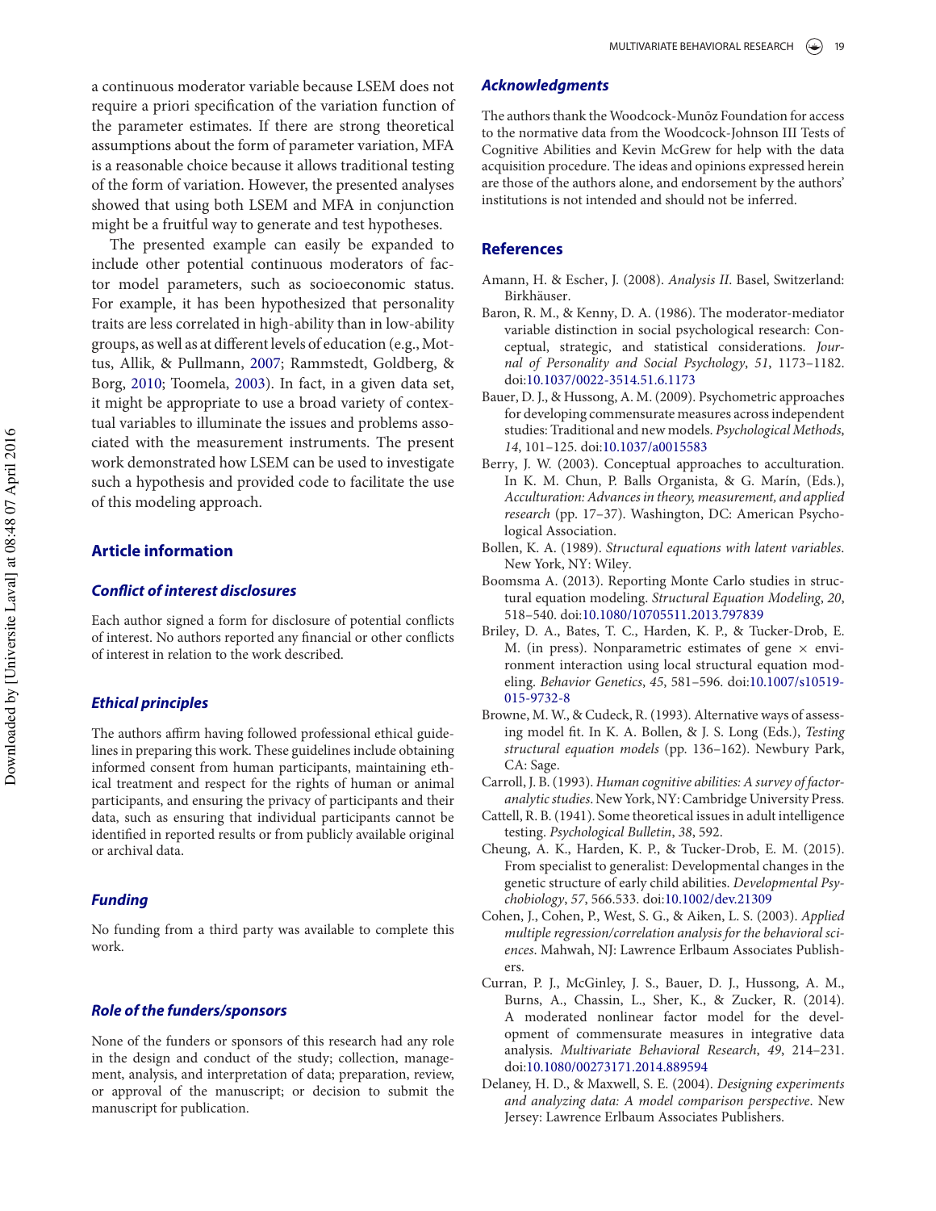a continuous moderator variable because LSEM does not require a priori specification of the variation function of the parameter estimates. If there are strong theoretical assumptions about the form of parameter variation, MFA is a reasonable choice because it allows traditional testing of the form of variation. However, the presented analyses showed that using both LSEM and MFA in conjunction might be a fruitful way to generate and test hypotheses.

The presented example can easily be expanded to include other potential continuous moderators of factor model parameters, such as socioeconomic status. For example, it has been hypothesized that personality traits are less correlated in high-ability than in low-ability groups, as well as at different levels of education (e.g., Mottus, Allik, & Pullmann, 2007; Rammstedt, Goldberg, & Borg, 2010; Toomela, 2003). In fact, in a given data set, it might be appropriate to use a broad variety of contextual variables to illuminate the issues and problems associated with the measurement instruments. The present work demonstrated how LSEM can be used to investigate such a hypothesis and provided code to facilitate the use of this modeling approach.

## Article information

### *Conflict of interest disclosures*

Each author signed a form for disclosure of potential conflicts of interest. No authors reported any financial or other conflicts of interest in relation to the work described.

### *Ethical principles*

The authors affirm having followed professional ethical guidelines in preparing this work. These guidelines include obtaining informed consent from human participants, maintaining ethical treatment and respect for the rights of human or animal participants, and ensuring the privacy of participants and their data, such as ensuring that individual participants cannot be identified in reported results or from publicly available original or archival data.

### *Funding*

No funding from a third party was available to complete this work.

### *Role of the funders/sponsors*

None of the funders or sponsors of this research had any role in the design and conduct of the study; collection, management, analysis, and interpretation of data; preparation, review, or approval of the manuscript; or decision to submit the manuscript for publication.

### *Acknowledgments*

The authors thank the Woodcock-Munõz Foundation for access to the normative data from the Woodcock-Johnson III Tests of Cognitive Abilities and Kevin McGrew for help with the data acquisition procedure. The ideas and opinions expressed herein are those of the authors alone, and endorsement by the authors' institutions is not intended and should not be inferred.

## References

Amann, H. & Escher, J. (2008). *Analysis II*. Basel, Switzerland: Birkhäuser.

Baron, R. M., & Kenny, D. A. (1986). The moderator-mediator variable distinction in social psychological research: Conceptual, strategic, and statistical considerations. *Journal of Personality and Social Psychology*, *51*, 1173–1182. doi:10.1037/0022-3514.51.6.1173

Bauer, D. J., & Hussong, A. M. (2009). Psychometric approaches for developing commensurate measures across independent studies: Traditional and new models. *Psychological Methods*, *14*, 101–125. doi:10.1037/a0015583

Berry, J. W. (2003). Conceptual approaches to acculturation. In K. M. Chun, P. Balls Organista, & G. Marín, (Eds.), *Acculturation: Advances in theory, measurement, and applied research* (pp. 17–37). Washington, DC: American Psychological Association.

Bollen, K. A. (1989). *Structural equations with latent variables*. New York, NY: Wiley.

Boomsma A. (2013). Reporting Monte Carlo studies in structural equation modeling. *Structural Equation Modeling*, *20*, 518–540. doi:10.1080/10705511.2013.797839

Briley, D. A., Bates, T. C., Harden, K. P., & Tucker-Drob, E. M. (in press). Nonparametric estimates of gene × environment interaction using local structural equation modeling. *Behavior Genetics*, *45*, 581–596. doi:10.1007/s10519-015-9732-8

Browne, M. W., & Cudeck, R. (1993). Alternative ways of assessing model fit. In K. A. Bollen, & J. S. Long (Eds.), *Testing structural equation models* (pp. 136–162). Newbury Park, CA: Sage.

Carroll, J. B. (1993). *Human cognitive abilities: A survey of factor-analytic studies*. New York, NY: Cambridge University Press.

Cattell, R. B. (1941). Some theoretical issues in adult intelligence testing. *Psychological Bulletin*, *38*, 592.

Cheung, A. K., Harden, K. P., & Tucker-Drob, E. M. (2015). From specialist to generalist: Developmental changes in the genetic structure of early child abilities. *Developmental Psychobiology*, *57*, 566.533. doi:10.1002/dev.21309

Cohen, J., Cohen, P., West, S. G., & Aiken, L. S. (2003). *Applied multiple regression/correlation analysis for the behavioral sciences*. Mahwah, NJ: Lawrence Erlbaum Associates Publishers.

Curran, P. J., McGinley, J. S., Bauer, D. J., Hussong, A. M., Burns, A., Chassin, L., Sher, K., & Zucker, R. (2014). A moderated nonlinear factor model for the development of commensurate measures in integrative data analysis. *Multivariate Behavioral Research*, *49*, 214–231. doi:10.1080/00273171.2014.889594

Delaney, H. D., & Maxwell, S. E. (2004). *Designing experiments and analyzing data: A model comparison perspective*. New Jersey: Lawrence Erlbaum Associates Publishers.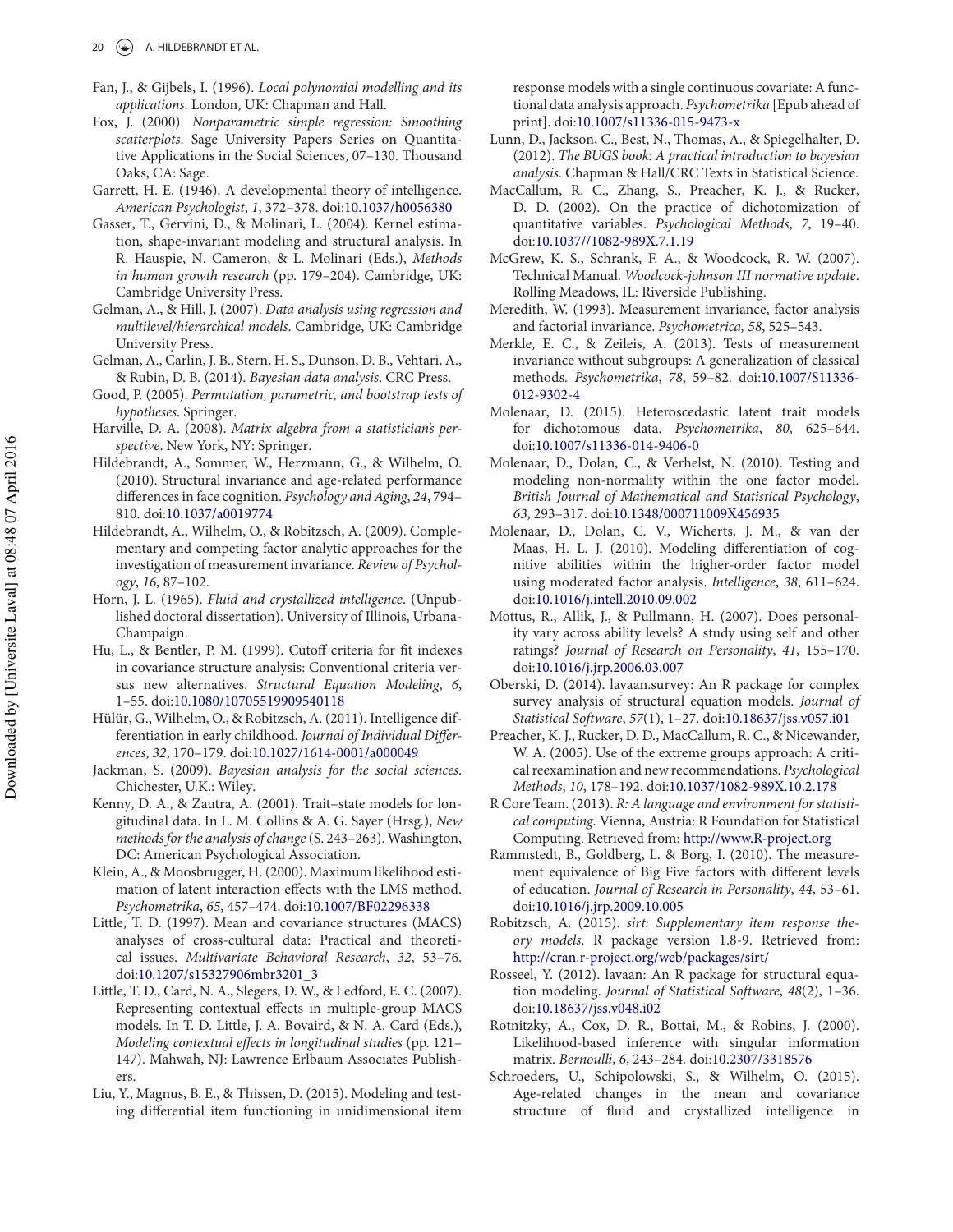Fan, J., & Gijbels, I. (1996). *Local polynomial modelling and its applications*. London, UK: Chapman and Hall.

Fox, J. (2000). *Nonparametric simple regression: Smoothing scatterplots*. Sage University Papers Series on Quantitative Applications in the Social Sciences, 07–130. Thousand Oaks, CA: Sage.

Garrett, H. E. (1946). A developmental theory of intelligence. *American Psychologist*, *1*, 372–378. doi:10.1037/h0056380

Gasser, T., Gervini, D., & Molinari, L. (2004). Kernel estimation, shape-invariant modeling and structural analysis. In R. Hauspie, N. Cameron, & L. Molinari (Eds.), *Methods in human growth research* (pp. 179–204). Cambridge, UK: Cambridge University Press.

Gelman, A., & Hill, J. (2007). *Data analysis using regression and multilevel/hierarchical models*. Cambridge, UK: Cambridge University Press.

Gelman, A., Carlin, J. B., Stern, H. S., Dunson, D. B., Vehtari, A., & Rubin, D. B. (2014). *Bayesian data analysis*. CRC Press.

Good, P. (2005). *Permutation, parametric, and bootstrap tests of hypotheses*. Springer.

Harville, D. A. (2008). *Matrix algebra from a statistician's perspective*. New York, NY: Springer.

Hildebrandt, A., Sommer, W., Herzmann, G., & Wilhelm, O. (2010). Structural invariance and age-related performance differences in face cognition. *Psychology and Aging*, *24*, 794–810. doi:10.1037/a0019774

Hildebrandt, A., Wilhelm, O., & Robitzsch, A. (2009). Complementary and competing factor analytic approaches for the investigation of measurement invariance. *Review of Psychology*, *16*, 87–102.

Horn, J. L. (1965). *Fluid and crystallized intelligence*. (Unpublished doctoral dissertation). University of Illinois, Urbana-Champaign.

Hu, L., & Bentler, P. M. (1999). Cutoff criteria for fit indexes in covariance structure analysis: Conventional criteria versus new alternatives. *Structural Equation Modeling*, *6*, 1–55. doi:10.1080/10705519909540118

Hülür, G., Wilhelm, O., & Robitzsch, A. (2011). Intelligence differentiation in early childhood. *Journal of Individual Differences*, *32*, 170–179. doi:10.1027/1614-0001/a000049

Jackman, S. (2009). *Bayesian analysis for the social sciences*. Chichester, U.K.: Wiley.

Kenny, D. A., & Zautra, A. (2001). Trait–state models for longitudinal data. In L. M. Collins & A. G. Sayer (Hrsg.), *New methods for the analysis of change* (S. 243–263). Washington, DC: American Psychological Association.

Klein, A., & Moosbrugger, H. (2000). Maximum likelihood estimation of latent interaction effects with the LMS method. *Psychometrika*, *65*, 457–474. doi:10.1007/BF02296338

Little, T. D. (1997). Mean and covariance structures (MACS) analyses of cross-cultural data: Practical and theoretical issues. *Multivariate Behavioral Research*, *32*, 53–76. doi:10.1207/s15327906mbr3201_3

Little, T. D., Card, N. A., Slegers, D. W., & Ledford, E. C. (2007). Representing contextual effects in multiple-group MACS models. In T. D. Little, J. A. Bovaird, & N. A. Card (Eds.), *Modeling contextual effects in longitudinal studies* (pp. 121–147). Mahwah, NJ: Lawrence Erlbaum Associates Publishers.

Liu, Y., Magnus, B. E., & Thissen, D. (2015). Modeling and testing differential item functioning in unidimensional item response models with a single continuous covariate: A functional data analysis approach. *Psychometrika* [Epub ahead of print]. doi:10.1007/s11336-015-9473-x

Lunn, D., Jackson, C., Best, N., Thomas, A., & Spiegelhalter, D. (2012). *The BUGS book: A practical introduction to bayesian analysis*. Chapman & Hall/CRC Texts in Statistical Science.

MacCallum, R. C., Zhang, S., Preacher, K. J., & Rucker, D. D. (2002). On the practice of dichotomization of quantitative variables. *Psychological Methods*, *7*, 19–40. doi:10.1037//1082-989X.7.1.19

McGrew, K. S., Schrank, F. A., & Woodcock, R. W. (2007). Technical Manual. *Woodcock-johnson III normative update*. Rolling Meadows, IL: Riverside Publishing.

Meredith, W. (1993). Measurement invariance, factor analysis and factorial invariance. *Psychometrica, 58*, 525–543.

Merkle, E. C., & Zeileis, A. (2013). Tests of measurement invariance without subgroups: A generalization of classical methods. *Psychometrika*, *78*, 59–82. doi:10.1007/S11336-012-9302-4

Molenaar, D. (2015). Heteroscedastic latent trait models for dichotomous data. *Psychometrika*, *80*, 625–644. doi:10.1007/s11336-014-9406-0

Molenaar, D., Dolan, C., & Verhelst, N. (2010). Testing and modeling non-normality within the one factor model. *British Journal of Mathematical and Statistical Psychology*, *63*, 293–317. doi:10.1348/000711009X456935

Molenaar, D., Dolan, C. V., Wicherts, J. M., & van der Maas, H. L. J. (2010). Modeling differentiation of cognitive abilities within the higher-order factor model using moderated factor analysis. *Intelligence*, *38*, 611–624. doi:10.1016/j.intell.2010.09.002

Mottus, R., Allik, J., & Pullmann, H. (2007). Does personality vary across ability levels? A study using self and other ratings? *Journal of Research on Personality*, *41*, 155–170. doi:10.1016/j.jrp.2006.03.007

Oberski, D. (2014). lavaan.survey: An R package for complex survey analysis of structural equation models. *Journal of Statistical Software*, *57*(1), 1–27. doi:10.18637/jss.v057.i01

Preacher, K. J., Rucker, D. D., MacCallum, R. C., & Nicewander, W. A. (2005). Use of the extreme groups approach: A critical reexamination and new recommendations. *Psychological Methods*, *10*, 178–192. doi:10.1037/1082-989X.10.2.178

R Core Team. (2013). *R: A language and environment for statistical computing*. Vienna, Austria: R Foundation for Statistical Computing. Retrieved from: http://www.R-project.org

Rammstedt, B., Goldberg, L. & Borg, I. (2010). The measurement equivalence of Big Five factors with different levels of education. *Journal of Research in Personality*, *44*, 53–61. doi:10.1016/j.jrp.2009.10.005

Robitzsch, A. (2015). *sirt: Supplementary item response theory models*. R package version 1.8-9. Retrieved from: http://cran.r-project.org/web/packages/sirt/

Rosseel, Y. (2012). lavaan: An R package for structural equation modeling. *Journal of Statistical Software*, *48*(2), 1–36. doi:10.18637/jss.v048.i02

Rotnitzky, A., Cox, D. R., Bottai, M., & Robins, J. (2000). Likelihood-based inference with singular information matrix. *Bernoulli*, *6*, 243–284. doi:10.2307/3318576

Schroeders, U., Schipolowski, S., & Wilhelm, O. (2015). Age-related changes in the mean and covariance structure of fluid and crystallized intelligence in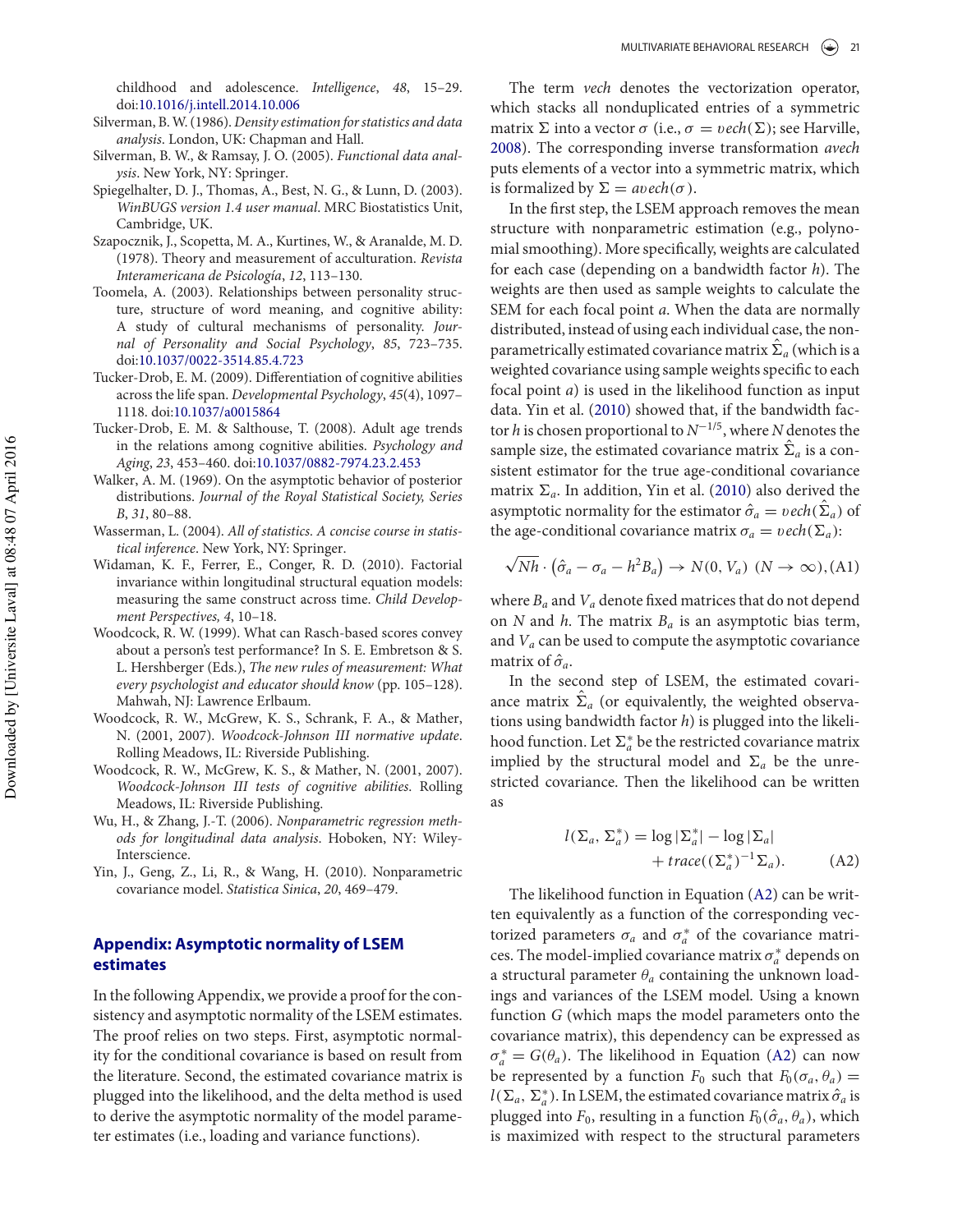childhood and adolescence. *Intelligence*, *48*, 15–29. doi:10.1016/j.intell.2014.10.006

Silverman, B. W. (1986). *Density estimation for statistics and data analysis*. London, UK: Chapman and Hall.

Silverman, B. W., & Ramsay, J. O. (2005). *Functional data analysis*. New York, NY: Springer.

Spiegelhalter, D. J., Thomas, A., Best, N. G., & Lunn, D. (2003). *WinBUGS version 1.4 user manual*. MRC Biostatistics Unit, Cambridge, UK.

Szapocznik, J., Scopetta, M. A., Kurtines, W., & Aranalde, M. D. (1978). Theory and measurement of acculturation. *Revista Interamericana de Psicología*, *12*, 113–130.

Toomela, A. (2003). Relationships between personality structure, structure of word meaning, and cognitive ability: A study of cultural mechanisms of personality. *Journal of Personality and Social Psychology*, *85*, 723–735. doi:10.1037/0022-3514.85.4.723

Tucker-Drob, E. M. (2009). Differentiation of cognitive abilities across the life span. *Developmental Psychology*, *45*(4), 1097–1118. doi:10.1037/a0015864

Tucker-Drob, E. M. & Salthouse, T. (2008). Adult age trends in the relations among cognitive abilities. *Psychology and Aging*, *23*, 453–460. doi:10.1037/0882-7974.23.2.453

Walker, A. M. (1969). On the asymptotic behavior of posterior distributions. *Journal of the Royal Statistical Society, Series B*, *31*, 80–88.

Wasserman, L. (2004). *All of statistics. A concise course in statistical inference*. New York, NY: Springer.

Widaman, K. F., Ferrer, E., Conger, R. D. (2010). Factorial invariance within longitudinal structural equation models: measuring the same construct across time. *Child Development Perspectives*, *4*, 10–18.

Woodcock, R. W. (1999). What can Rasch-based scores convey about a person's test performance? In S. E. Embretson & S. L. Hershberger (Eds.), *The new rules of measurement: What every psychologist and educator should know* (pp. 105–128). Mahwah, NJ: Lawrence Erlbaum.

Woodcock, R. W., McGrew, K. S., Schrank, F. A., & Mather, N. (2001, 2007). *Woodcock-Johnson III normative update*. Rolling Meadows, IL: Riverside Publishing.

Woodcock, R. W., McGrew, K. S., & Mather, N. (2001, 2007). *Woodcock-Johnson III tests of cognitive abilities*. Rolling Meadows, IL: Riverside Publishing.

Wu, H., & Zhang, J.-T. (2006). *Nonparametric regression methods for longitudinal data analysis*. Hoboken, NY: Wiley-Interscience.

Yin, J., Geng, Z., Li, R., & Wang, H. (2010). Nonparametric covariance model. *Statistica Sinica*, *20*, 469–479.

## Appendix: Asymptotic normality of LSEM estimates

In the following Appendix, we provide a proof for the consistency and asymptotic normality of the LSEM estimates. The proof relies on two steps. First, asymptotic normality for the conditional covariance is based on result from the literature. Second, the estimated covariance matrix is plugged into the likelihood, and the delta method is used to derive the asymptotic normality of the model parameter estimates (i.e., loading and variance functions).

The term *vech* denotes the vectorization operator, which stacks all nonduplicated entries of a symmetric matrix $\Sigma$ into a vector $\sigma$ (i.e., $\sigma = vech(\Sigma)$; see Harville, 2008). The corresponding inverse transformation *avech* puts elements of a vector into a symmetric matrix, which is formalized by $\Sigma = avech(\sigma)$.

In the first step, the LSEM approach removes the mean structure with nonparametric estimation (e.g., polynomial smoothing). More specifically, weights are calculated for each case (depending on a bandwidth factor $h$). The weights are then used as sample weights to calculate the SEM for each focal point $a$. When the data are normally distributed, instead of using each individual case, the nonparametrically estimated covariance matrix $\hat{\Sigma}_a$ (which is a weighted covariance using sample weights specific to each focal point $a$) is used in the likelihood function as input data. Yin et al. (2010) showed that, if the bandwidth factor $h$ is chosen proportional to $N^{-1/5}$, where $N$ denotes the sample size, the estimated covariance matrix $\hat{\Sigma}_a$ is a consistent estimator for the true age-conditional covariance matrix $\Sigma_a$. In addition, Yin et al. (2010) also derived the asymptotic normality for the estimator $\hat{\sigma}_a = vech(\hat{\Sigma}_a)$ of the age-conditional covariance matrix $\sigma_a = vech(\Sigma_a)$:

$$\sqrt{Nh} \cdot \left(\hat{\sigma}_a - \sigma_a - h^2 B_a\right) \rightarrow N(0, V_a) \;\; (N \rightarrow \infty), \quad \text{(A1)}$$

where $B_a$ and $V_a$ denote fixed matrices that do not depend on $N$ and $h$. The matrix $B_a$ is an asymptotic bias term, and $V_a$ can be used to compute the asymptotic covariance matrix of $\hat{\sigma}_a$.

In the second step of LSEM, the estimated covariance matrix $\hat{\Sigma}_a$ (or equivalently, the weighted observations using bandwidth factor $h$) is plugged into the likelihood function. Let $\Sigma^*_a$ be the restricted covariance matrix implied by the structural model and $\Sigma_a$ be the unrestricted covariance. Then the likelihood can be written as

$$l(\Sigma_a, \Sigma^*_a) = \log|\Sigma^*_a| - \log|\Sigma_a| + trace((\Sigma^*_a)^{-1}\Sigma_a). \quad \text{(A2)}$$

The likelihood function in Equation (A2) can be written equivalently as a function of the corresponding vectorized parameters $\sigma_a$ and $\sigma^*_a$ of the covariance matrices. The model-implied covariance matrix $\sigma^*_a$ depends on a structural parameter $\theta_a$ containing the unknown loadings and variances of the LSEM model. Using a known function $G$ (which maps the model parameters onto the covariance matrix), this dependency can be expressed as $\sigma^*_a = G(\theta_a)$. The likelihood in Equation (A2) can now be represented by a function $F_0$ such that $F_0(\sigma_a, \theta_a) = l(\Sigma_a, \Sigma^*_a)$. In LSEM, the estimated covariance matrix $\hat{\sigma}_a$ is plugged into $F_0$, resulting in a function $F_0(\hat{\sigma}_a, \theta_a)$, which is maximized with respect to the structural parameters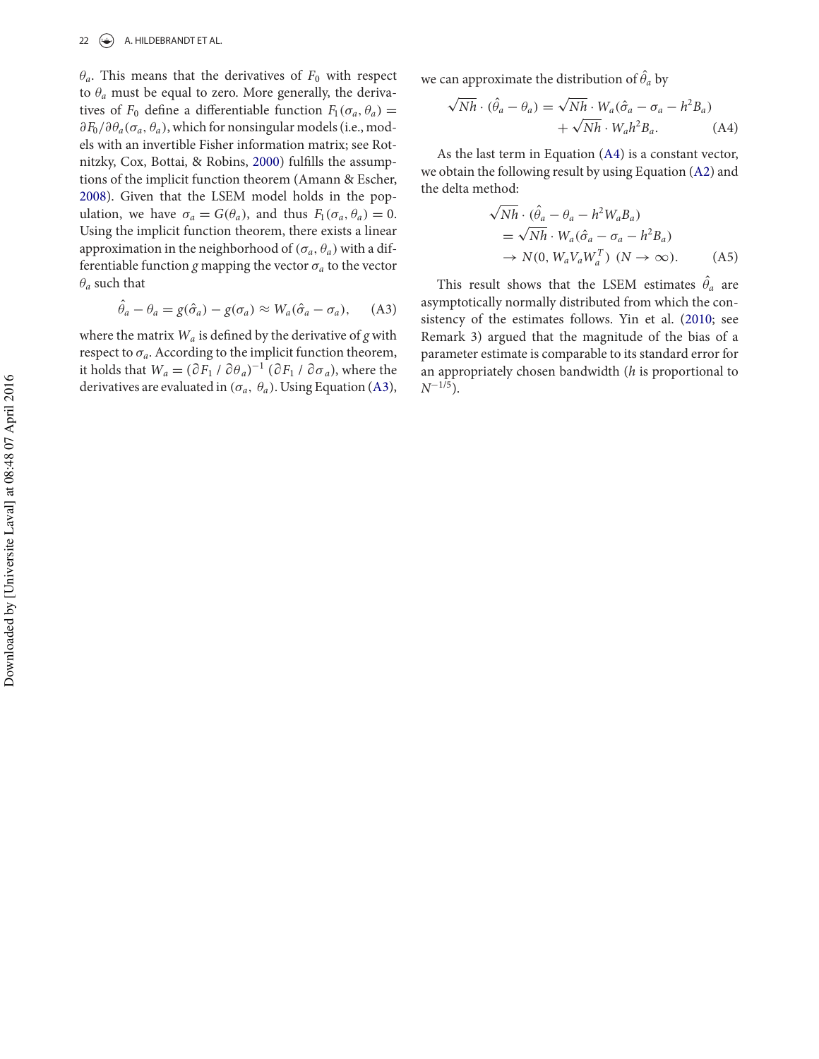$\theta_a$. This means that the derivatives of $F_0$ with respect to $\theta_a$ must be equal to zero. More generally, the derivatives of $F_0$ define a differentiable function $F_1(\sigma_a, \theta_a) = \partial F_0/\partial\theta_a(\sigma_a, \theta_a)$, which for nonsingular models (i.e., models with an invertible Fisher information matrix; see Rotnitzky, Cox, Bottai, & Robins, 2000) fulfills the assumptions of the implicit function theorem (Amann & Escher, 2008). Given that the LSEM model holds in the population, we have $\sigma_a = G(\theta_a)$, and thus $F_1(\sigma_a, \theta_a) = 0$. Using the implicit function theorem, there exists a linear approximation in the neighborhood of $(\sigma_a, \theta_a)$ with a differentiable function $g$ mapping the vector $\sigma_a$ to the vector $\theta_a$ such that

$$\hat{\theta}_a - \theta_a = g(\hat{\sigma}_a) - g(\sigma_a) \approx W_a(\hat{\sigma}_a - \sigma_a), \qquad \text{(A3)}$$

where the matrix $W_a$ is defined by the derivative of $g$ with respect to $\sigma_a$. According to the implicit function theorem, it holds that $W_a = (\partial F_1 / \partial\theta_a)^{-1} (\partial F_1 / \partial\sigma_a)$, where the derivatives are evaluated in $(\sigma_a, \theta_a)$. Using Equation (A3), we can approximate the distribution of $\hat{\theta}_a$ by

$$\sqrt{Nh} \cdot (\hat{\theta}_a - \theta_a) = \sqrt{Nh} \cdot W_a(\hat{\sigma}_a - \sigma_a - h^2 B_a) + \sqrt{Nh} \cdot W_a h^2 B_a. \qquad \text{(A4)}$$

As the last term in Equation (A4) is a constant vector, we obtain the following result by using Equation (A2) and the delta method:

$$\begin{aligned} &\sqrt{Nh} \cdot (\hat{\theta}_a - \theta_a - h^2 W_a B_a) \\ &\quad = \sqrt{Nh} \cdot W_a(\hat{\sigma}_a - \sigma_a - h^2 B_a) \\ &\quad \to N(0, W_a V_a W_a^T) \ (N \to \infty). \end{aligned} \qquad \text{(A5)}$$

This result shows that the LSEM estimates $\hat{\theta}_a$ are asymptotically normally distributed from which the consistency of the estimates follows. Yin et al. (2010; see Remark 3) argued that the magnitude of the bias of a parameter estimate is comparable to its standard error for an appropriately chosen bandwidth ($h$ is proportional to $N^{-1/5}$).